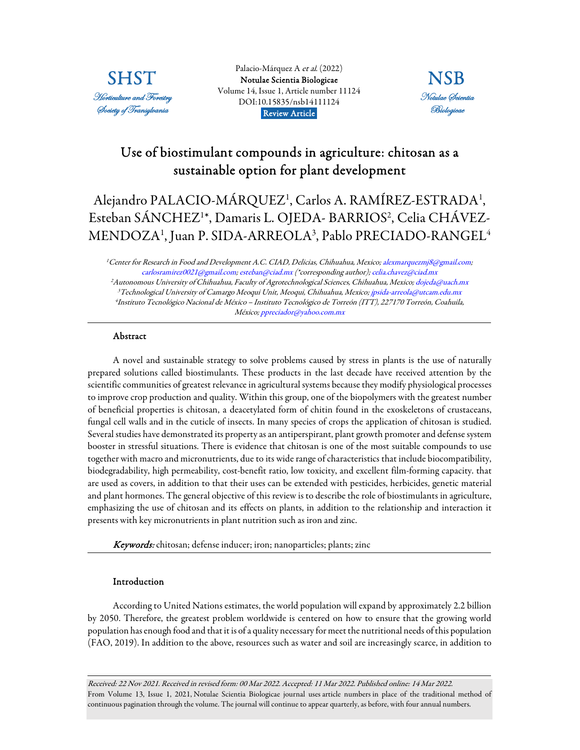# Use of biostimulant compounds in agriculture: chitosan as a sustainable option for plant development

Alejandro PALACIO-MÁRQUEZ[1], Carlos A. RAMÍREZ-ESTRADA[1], Esteban SÁNCHEZ[1]*, Damaris L. OJEDA- BARRIOS[2], Celia CHÁVEZ-MENDOZA[1], Juan P. SIDA-ARREOLA[3], Pablo PRECIADO-RANGEL[4]

*[1]Center for Research in Food and Development A.C. CIAD, Delicias, Chihuahua, Mexico; alexmarquezmj8@gmail.com; carlosramirez0021@gmail.com; esteban@ciad.mx (*corresponding author); celia.chavez@ciad.mx*
*[2]Autonomous University of Chihuahua, Faculty of Agrotechnological Sciences, Chihuahua, Mexico; dojeda@uach.mx*
*[3]Technological University of Camargo Meoqui Unit, Meoqui, Chihuahua, Mexico; jpsida-arreola@utcam.edu.mx*
*[4]Instituto Tecnológico Nacional de México – Instituto Tecnológico de Torreón (ITT), 227170 Torreón, Coahuila, México; ppreciador@yahoo.com.mx*

## Abstract

A novel and sustainable strategy to solve problems caused by stress in plants is the use of naturally prepared solutions called biostimulants. These products in the last decade have received attention by the scientific communities of greatest relevance in agricultural systems because they modify physiological processes to improve crop production and quality. Within this group, one of the biopolymers with the greatest number of beneficial properties is chitosan, a deacetylated form of chitin found in the exoskeletons of crustaceans, fungal cell walls and in the cuticle of insects. In many species of crops the application of chitosan is studied. Several studies have demonstrated its property as an antiperspirant, plant growth promoter and defense system booster in stressful situations. There is evidence that chitosan is one of the most suitable compounds to use together with macro and micronutrients, due to its wide range of characteristics that include biocompatibility, biodegradability, high permeability, cost-benefit ratio, low toxicity, and excellent film-forming capacity. that are used as covers, in addition to that their uses can be extended with pesticides, herbicides, genetic material and plant hormones. The general objective of this review is to describe the role of biostimulants in agriculture, emphasizing the use of chitosan and its effects on plants, in addition to the relationship and interaction it presents with key micronutrients in plant nutrition such as iron and zinc.

***Keywords:*** chitosan; defense inducer; iron; nanoparticles; plants; zinc

## Introduction

According to United Nations estimates, the world population will expand by approximately 2.2 billion by 2050. Therefore, the greatest problem worldwide is centered on how to ensure that the growing world population has enough food and that it is of a quality necessary for meet the nutritional needs of this population (FAO, 2019). In addition to the above, resources such as water and soil are increasingly scarce, in addition to

*Received: 22 Nov 2021. Received in revised form: 00 Mar 2022. Accepted: 11 Mar 2022. Published online: 14 Mar 2022.*
From Volume 13, Issue 1, 2021, Notulae Scientia Biologicae journal uses article numbers in place of the traditional method of continuous pagination through the volume. The journal will continue to appear quarterly, as before, with four annual numbers.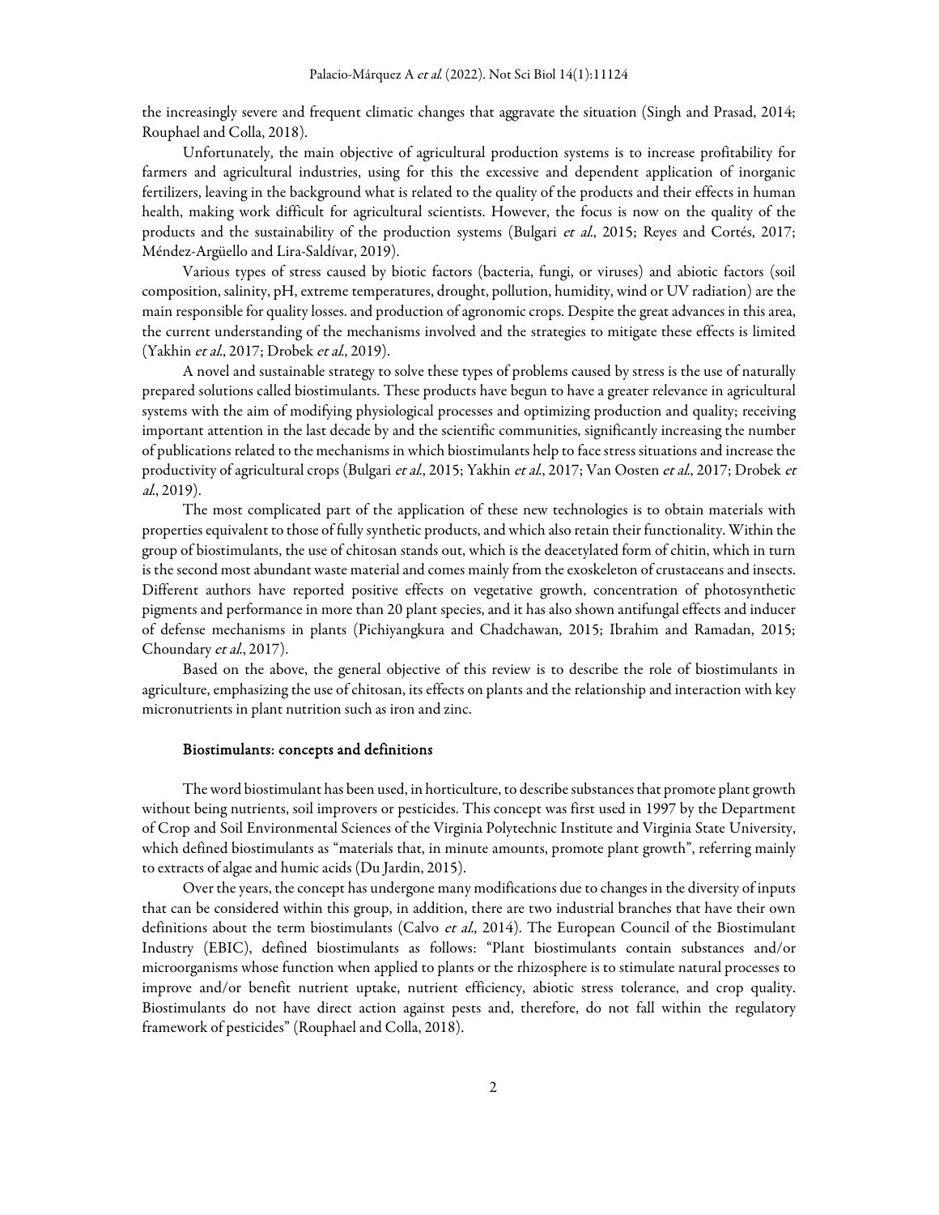the increasingly severe and frequent climatic changes that aggravate the situation (Singh and Prasad, 2014; Rouphael and Colla, 2018).

Unfortunately, the main objective of agricultural production systems is to increase profitability for farmers and agricultural industries, using for this the excessive and dependent application of inorganic fertilizers, leaving in the background what is related to the quality of the products and their effects in human health, making work difficult for agricultural scientists. However, the focus is now on the quality of the products and the sustainability of the production systems (Bulgari *et al.*, 2015; Reyes and Cortés, 2017; Méndez-Argüello and Lira-Saldívar, 2019).

Various types of stress caused by biotic factors (bacteria, fungi, or viruses) and abiotic factors (soil composition, salinity, pH, extreme temperatures, drought, pollution, humidity, wind or UV radiation) are the main responsible for quality losses. and production of agronomic crops. Despite the great advances in this area, the current understanding of the mechanisms involved and the strategies to mitigate these effects is limited (Yakhin *et al.*, 2017; Drobek *et al.*, 2019).

A novel and sustainable strategy to solve these types of problems caused by stress is the use of naturally prepared solutions called biostimulants. These products have begun to have a greater relevance in agricultural systems with the aim of modifying physiological processes and optimizing production and quality; receiving important attention in the last decade by and the scientific communities, significantly increasing the number of publications related to the mechanisms in which biostimulants help to face stress situations and increase the productivity of agricultural crops (Bulgari *et al.*, 2015; Yakhin *et al.*, 2017; Van Oosten *et al.*, 2017; Drobek *et al.*, 2019).

The most complicated part of the application of these new technologies is to obtain materials with properties equivalent to those of fully synthetic products, and which also retain their functionality. Within the group of biostimulants, the use of chitosan stands out, which is the deacetylated form of chitin, which in turn is the second most abundant waste material and comes mainly from the exoskeleton of crustaceans and insects. Different authors have reported positive effects on vegetative growth, concentration of photosynthetic pigments and performance in more than 20 plant species, and it has also shown antifungal effects and inducer of defense mechanisms in plants (Pichiyangkura and Chadchawan, 2015; Ibrahim and Ramadan, 2015; Choundary *et al.*, 2017).

Based on the above, the general objective of this review is to describe the role of biostimulants in agriculture, emphasizing the use of chitosan, its effects on plants and the relationship and interaction with key micronutrients in plant nutrition such as iron and zinc.

## Biostimulants: concepts and definitions

The word biostimulant has been used, in horticulture, to describe substances that promote plant growth without being nutrients, soil improvers or pesticides. This concept was first used in 1997 by the Department of Crop and Soil Environmental Sciences of the Virginia Polytechnic Institute and Virginia State University, which defined biostimulants as "materials that, in minute amounts, promote plant growth", referring mainly to extracts of algae and humic acids (Du Jardin, 2015).

Over the years, the concept has undergone many modifications due to changes in the diversity of inputs that can be considered within this group, in addition, there are two industrial branches that have their own definitions about the term biostimulants (Calvo *et al.*, 2014). The European Council of the Biostimulant Industry (EBIC), defined biostimulants as follows: "Plant biostimulants contain substances and/or microorganisms whose function when applied to plants or the rhizosphere is to stimulate natural processes to improve and/or benefit nutrient uptake, nutrient efficiency, abiotic stress tolerance, and crop quality. Biostimulants do not have direct action against pests and, therefore, do not fall within the regulatory framework of pesticides" (Rouphael and Colla, 2018).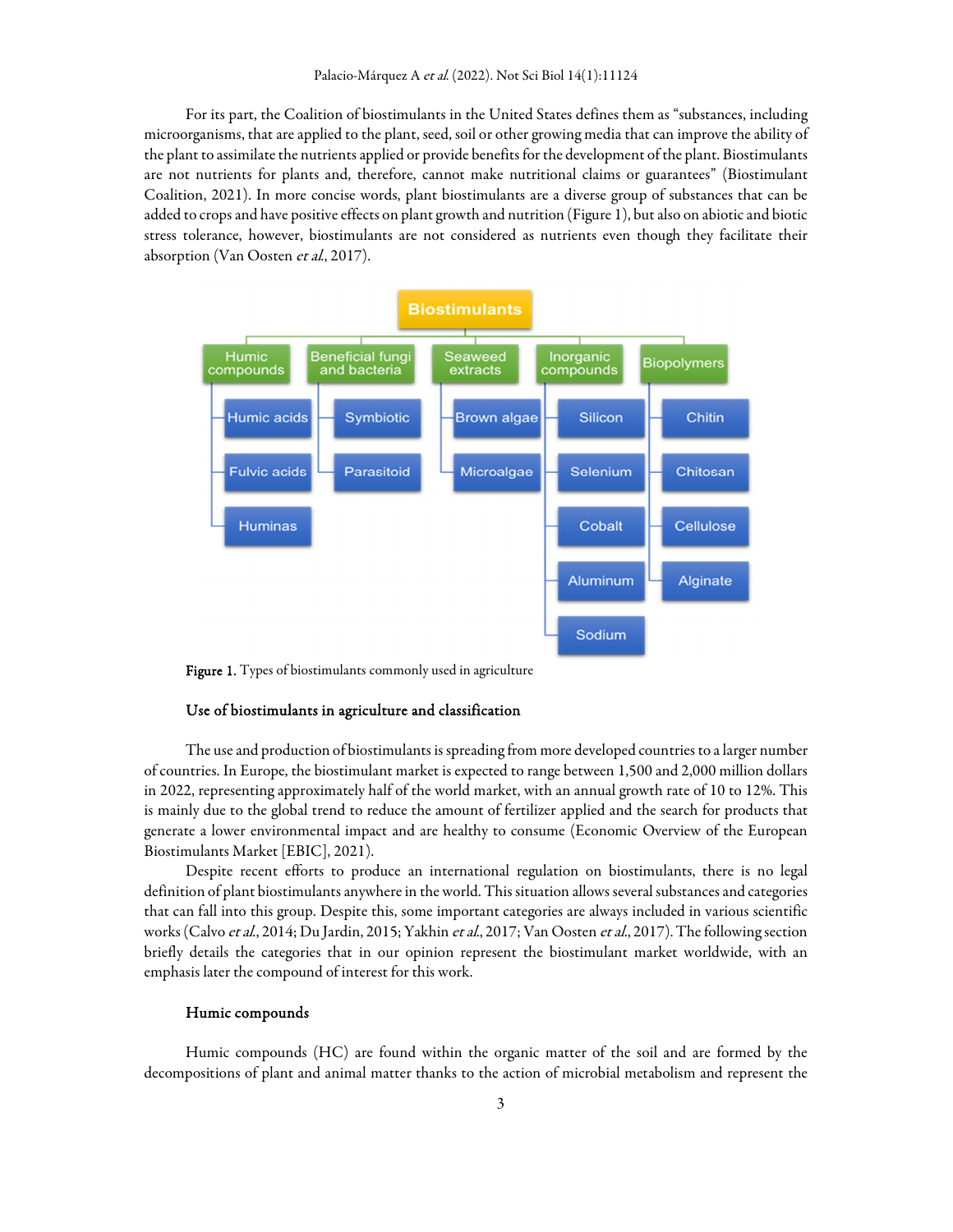For its part, the Coalition of biostimulants in the United States defines them as "substances, including microorganisms, that are applied to the plant, seed, soil or other growing media that can improve the ability of the plant to assimilate the nutrients applied or provide benefits for the development of the plant. Biostimulants are not nutrients for plants and, therefore, cannot make nutritional claims or guarantees" (Biostimulant Coalition, 2021). In more concise words, plant biostimulants are a diverse group of substances that can be added to crops and have positive effects on plant growth and nutrition (Figure 1), but also on abiotic and biotic stress tolerance, however, biostimulants are not considered as nutrients even though they facilitate their absorption (Van Oosten *et al.*, 2017).

Figure 1. Types of biostimulants commonly used in agriculture

### Use of biostimulants in agriculture and classification

The use and production of biostimulants is spreading from more developed countries to a larger number of countries. In Europe, the biostimulant market is expected to range between 1,500 and 2,000 million dollars in 2022, representing approximately half of the world market, with an annual growth rate of 10 to 12%. This is mainly due to the global trend to reduce the amount of fertilizer applied and the search for products that generate a lower environmental impact and are healthy to consume (Economic Overview of the European Biostimulants Market [EBIC], 2021).

Despite recent efforts to produce an international regulation on biostimulants, there is no legal definition of plant biostimulants anywhere in the world. This situation allows several substances and categories that can fall into this group. Despite this, some important categories are always included in various scientific works (Calvo *et al.*, 2014; Du Jardin, 2015; Yakhin *et al.*, 2017; Van Oosten *et al.*, 2017). The following section briefly details the categories that in our opinion represent the biostimulant market worldwide, with an emphasis later the compound of interest for this work.

#### Humic compounds

Humic compounds (HC) are found within the organic matter of the soil and are formed by the decompositions of plant and animal matter thanks to the action of microbial metabolism and represent the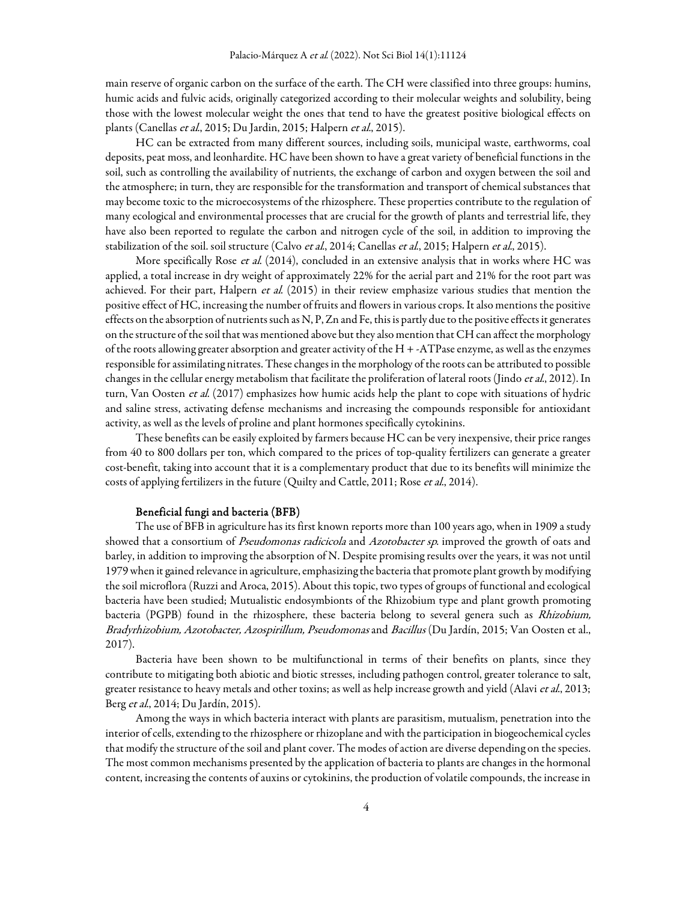main reserve of organic carbon on the surface of the earth. The CH were classified into three groups: humins, humic acids and fulvic acids, originally categorized according to their molecular weights and solubility, being those with the lowest molecular weight the ones that tend to have the greatest positive biological effects on plants (Canellas *et al*., 2015; Du Jardin, 2015; Halpern *et al*., 2015).

HC can be extracted from many different sources, including soils, municipal waste, earthworms, coal deposits, peat moss, and leonhardite. HC have been shown to have a great variety of beneficial functions in the soil, such as controlling the availability of nutrients, the exchange of carbon and oxygen between the soil and the atmosphere; in turn, they are responsible for the transformation and transport of chemical substances that may become toxic to the microecosystems of the rhizosphere. These properties contribute to the regulation of many ecological and environmental processes that are crucial for the growth of plants and terrestrial life, they have also been reported to regulate the carbon and nitrogen cycle of the soil, in addition to improving the stabilization of the soil. soil structure (Calvo *et al*., 2014; Canellas *et al*., 2015; Halpern *et al*., 2015).

More specifically Rose *et al.* (2014), concluded in an extensive analysis that in works where HC was applied, a total increase in dry weight of approximately 22% for the aerial part and 21% for the root part was achieved. For their part, Halpern *et al.* (2015) in their review emphasize various studies that mention the positive effect of HC, increasing the number of fruits and flowers in various crops. It also mentions the positive effects on the absorption of nutrients such as N, P, Zn and Fe, this is partly due to the positive effects it generates on the structure of the soil that was mentioned above but they also mention that CH can affect the morphology of the roots allowing greater absorption and greater activity of the H + -ATPase enzyme, as well as the enzymes responsible for assimilating nitrates. These changes in the morphology of the roots can be attributed to possible changes in the cellular energy metabolism that facilitate the proliferation of lateral roots (Jindo *et al*., 2012). In turn, Van Oosten *et al.* (2017) emphasizes how humic acids help the plant to cope with situations of hydric and saline stress, activating defense mechanisms and increasing the compounds responsible for antioxidant activity, as well as the levels of proline and plant hormones specifically cytokinins.

These benefits can be easily exploited by farmers because HC can be very inexpensive, their price ranges from 40 to 800 dollars per ton, which compared to the prices of top-quality fertilizers can generate a greater cost-benefit, taking into account that it is a complementary product that due to its benefits will minimize the costs of applying fertilizers in the future (Quilty and Cattle, 2011; Rose *et al*., 2014).

### Beneficial fungi and bacteria (BFB)

The use of BFB in agriculture has its first known reports more than 100 years ago, when in 1909 a study showed that a consortium of *Pseudomonas radicicola* and *Azotobacter sp.* improved the growth of oats and barley, in addition to improving the absorption of N. Despite promising results over the years, it was not until 1979 when it gained relevance in agriculture, emphasizing the bacteria that promote plant growth by modifying the soil microflora (Ruzzi and Aroca, 2015). About this topic, two types of groups of functional and ecological bacteria have been studied; Mutualistic endosymbionts of the Rhizobium type and plant growth promoting bacteria (PGPB) found in the rhizosphere, these bacteria belong to several genera such as *Rhizobium, Bradyrhizobium, Azotobacter, Azospirillum, Pseudomonas* and *Bacillus* (Du Jardín, 2015; Van Oosten et al., 2017).

Bacteria have been shown to be multifunctional in terms of their benefits on plants, since they contribute to mitigating both abiotic and biotic stresses, including pathogen control, greater tolerance to salt, greater resistance to heavy metals and other toxins; as well as help increase growth and yield (Alavi *et al*., 2013; Berg *et al*., 2014; Du Jardín, 2015).

Among the ways in which bacteria interact with plants are parasitism, mutualism, penetration into the interior of cells, extending to the rhizosphere or rhizoplane and with the participation in biogeochemical cycles that modify the structure of the soil and plant cover. The modes of action are diverse depending on the species. The most common mechanisms presented by the application of bacteria to plants are changes in the hormonal content, increasing the contents of auxins or cytokinins, the production of volatile compounds, the increase in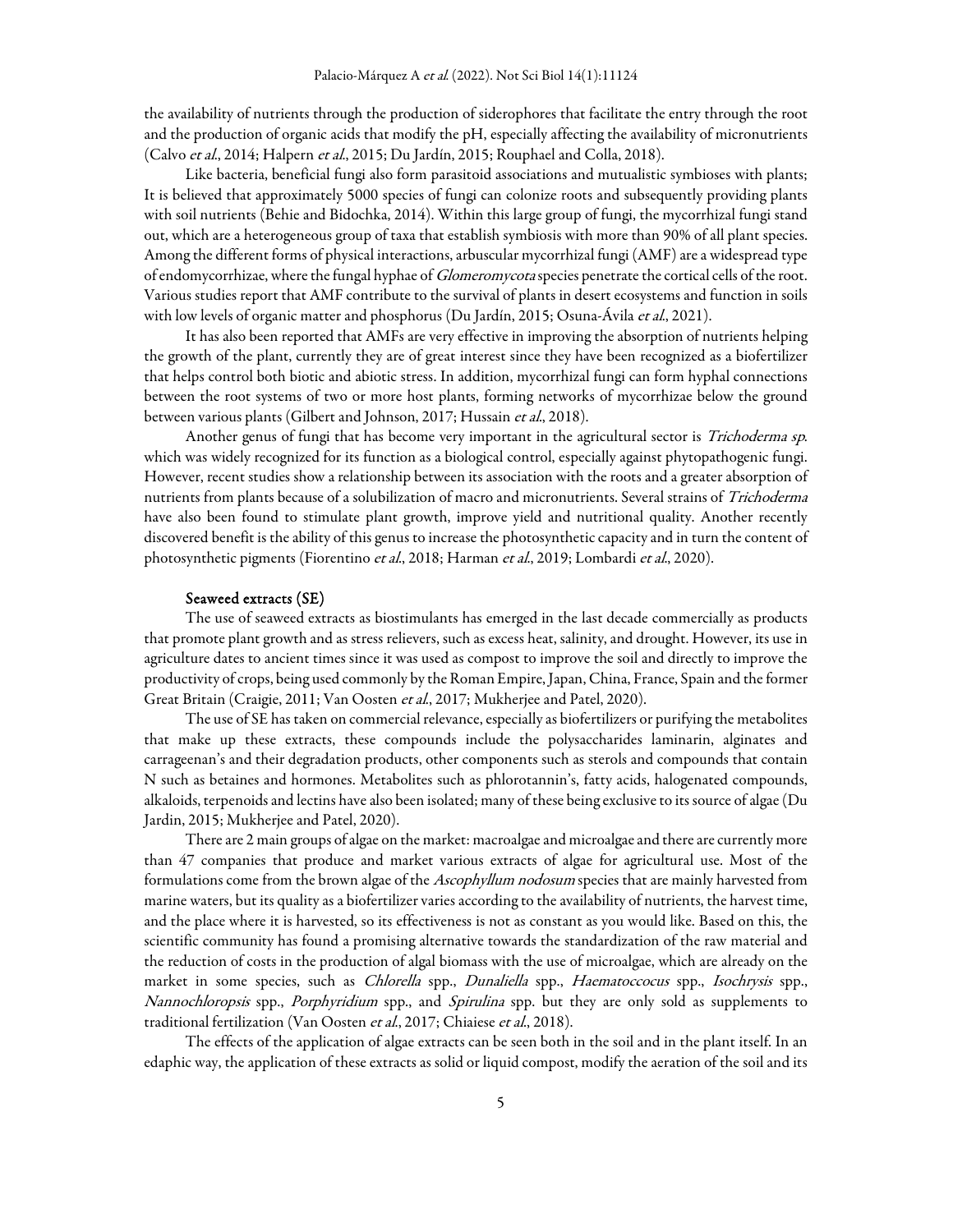the availability of nutrients through the production of siderophores that facilitate the entry through the root and the production of organic acids that modify the pH, especially affecting the availability of micronutrients (Calvo *et al.*, 2014; Halpern *et al.*, 2015; Du Jardín, 2015; Rouphael and Colla, 2018).

Like bacteria, beneficial fungi also form parasitoid associations and mutualistic symbioses with plants; It is believed that approximately 5000 species of fungi can colonize roots and subsequently providing plants with soil nutrients (Behie and Bidochka, 2014). Within this large group of fungi, the mycorrhizal fungi stand out, which are a heterogeneous group of taxa that establish symbiosis with more than 90% of all plant species. Among the different forms of physical interactions, arbuscular mycorrhizal fungi (AMF) are a widespread type of endomycorrhizae, where the fungal hyphae of *Glomeromycota* species penetrate the cortical cells of the root. Various studies report that AMF contribute to the survival of plants in desert ecosystems and function in soils with low levels of organic matter and phosphorus (Du Jardín, 2015; Osuna-Ávila *et al.*, 2021).

It has also been reported that AMFs are very effective in improving the absorption of nutrients helping the growth of the plant, currently they are of great interest since they have been recognized as a biofertilizer that helps control both biotic and abiotic stress. In addition, mycorrhizal fungi can form hyphal connections between the root systems of two or more host plants, forming networks of mycorrhizae below the ground between various plants (Gilbert and Johnson, 2017; Hussain *et al.*, 2018).

Another genus of fungi that has become very important in the agricultural sector is *Trichoderma sp.* which was widely recognized for its function as a biological control, especially against phytopathogenic fungi. However, recent studies show a relationship between its association with the roots and a greater absorption of nutrients from plants because of a solubilization of macro and micronutrients. Several strains of *Trichoderma* have also been found to stimulate plant growth, improve yield and nutritional quality. Another recently discovered benefit is the ability of this genus to increase the photosynthetic capacity and in turn the content of photosynthetic pigments (Fiorentino *et al.*, 2018; Harman *et al.*, 2019; Lombardi *et al.*, 2020).

### Seaweed extracts (SE)

The use of seaweed extracts as biostimulants has emerged in the last decade commercially as products that promote plant growth and as stress relievers, such as excess heat, salinity, and drought. However, its use in agriculture dates to ancient times since it was used as compost to improve the soil and directly to improve the productivity of crops, being used commonly by the Roman Empire, Japan, China, France, Spain and the former Great Britain (Craigie, 2011; Van Oosten *et al.*, 2017; Mukherjee and Patel, 2020).

The use of SE has taken on commercial relevance, especially as biofertilizers or purifying the metabolites that make up these extracts, these compounds include the polysaccharides laminarin, alginates and carrageenan's and their degradation products, other components such as sterols and compounds that contain N such as betaines and hormones. Metabolites such as phlorotannin's, fatty acids, halogenated compounds, alkaloids, terpenoids and lectins have also been isolated; many of these being exclusive to its source of algae (Du Jardin, 2015; Mukherjee and Patel, 2020).

There are 2 main groups of algae on the market: macroalgae and microalgae and there are currently more than 47 companies that produce and market various extracts of algae for agricultural use. Most of the formulations come from the brown algae of the *Ascophyllum nodosum* species that are mainly harvested from marine waters, but its quality as a biofertilizer varies according to the availability of nutrients, the harvest time, and the place where it is harvested, so its effectiveness is not as constant as you would like. Based on this, the scientific community has found a promising alternative towards the standardization of the raw material and the reduction of costs in the production of algal biomass with the use of microalgae, which are already on the market in some species, such as *Chlorella* spp., *Dunaliella* spp., *Haematoccocus* spp., *Isochrysis* spp., *Nannochloropsis* spp., *Porphyridium* spp., and *Spirulina* spp. but they are only sold as supplements to traditional fertilization (Van Oosten *et al.*, 2017; Chiaiese *et al.*, 2018).

The effects of the application of algae extracts can be seen both in the soil and in the plant itself. In an edaphic way, the application of these extracts as solid or liquid compost, modify the aeration of the soil and its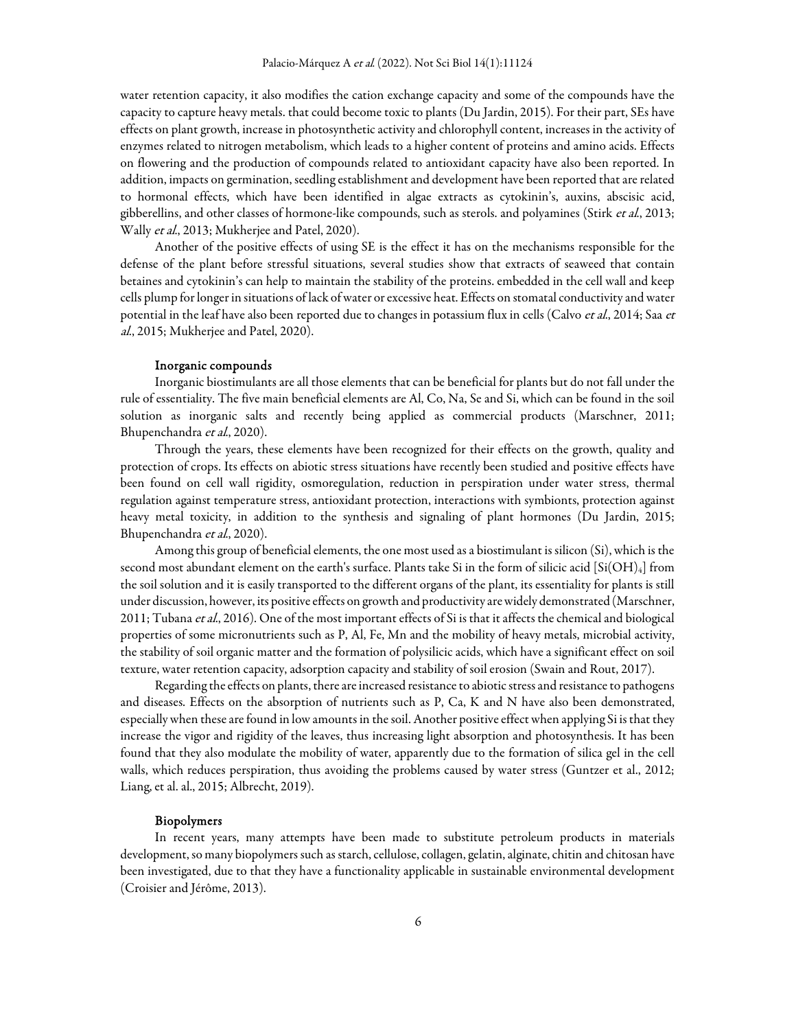water retention capacity, it also modifies the cation exchange capacity and some of the compounds have the capacity to capture heavy metals. that could become toxic to plants (Du Jardin, 2015). For their part, SEs have effects on plant growth, increase in photosynthetic activity and chlorophyll content, increases in the activity of enzymes related to nitrogen metabolism, which leads to a higher content of proteins and amino acids. Effects on flowering and the production of compounds related to antioxidant capacity have also been reported. In addition, impacts on germination, seedling establishment and development have been reported that are related to hormonal effects, which have been identified in algae extracts as cytokinin's, auxins, abscisic acid, gibberellins, and other classes of hormone-like compounds, such as sterols. and polyamines (Stirk *et al*., 2013; Wally *et al*., 2013; Mukherjee and Patel, 2020).

Another of the positive effects of using SE is the effect it has on the mechanisms responsible for the defense of the plant before stressful situations, several studies show that extracts of seaweed that contain betaines and cytokinin's can help to maintain the stability of the proteins. embedded in the cell wall and keep cells plump for longer in situations of lack of water or excessive heat. Effects on stomatal conductivity and water potential in the leaf have also been reported due to changes in potassium flux in cells (Calvo *et al*., 2014; Saa *et al*., 2015; Mukherjee and Patel, 2020).

### Inorganic compounds

Inorganic biostimulants are all those elements that can be beneficial for plants but do not fall under the rule of essentiality. The five main beneficial elements are Al, Co, Na, Se and Si, which can be found in the soil solution as inorganic salts and recently being applied as commercial products (Marschner, 2011; Bhupenchandra *et al*., 2020).

Through the years, these elements have been recognized for their effects on the growth, quality and protection of crops. Its effects on abiotic stress situations have recently been studied and positive effects have been found on cell wall rigidity, osmoregulation, reduction in perspiration under water stress, thermal regulation against temperature stress, antioxidant protection, interactions with symbionts, protection against heavy metal toxicity, in addition to the synthesis and signaling of plant hormones (Du Jardin, 2015; Bhupenchandra *et al*., 2020).

Among this group of beneficial elements, the one most used as a biostimulant is silicon (Si), which is the second most abundant element on the earth's surface. Plants take Si in the form of silicic acid [$Si(OH)_4$] from the soil solution and it is easily transported to the different organs of the plant, its essentiality for plants is still under discussion, however, its positive effects on growth and productivity are widely demonstrated (Marschner, 2011; Tubana *et al*., 2016). One of the most important effects of Si is that it affects the chemical and biological properties of some micronutrients such as P, Al, Fe, Mn and the mobility of heavy metals, microbial activity, the stability of soil organic matter and the formation of polysilicic acids, which have a significant effect on soil texture, water retention capacity, adsorption capacity and stability of soil erosion (Swain and Rout, 2017).

Regarding the effects on plants, there are increased resistance to abiotic stress and resistance to pathogens and diseases. Effects on the absorption of nutrients such as P, Ca, K and N have also been demonstrated, especially when these are found in low amounts in the soil. Another positive effect when applying Si is that they increase the vigor and rigidity of the leaves, thus increasing light absorption and photosynthesis. It has been found that they also modulate the mobility of water, apparently due to the formation of silica gel in the cell walls, which reduces perspiration, thus avoiding the problems caused by water stress (Guntzer et al., 2012; Liang, et al. al., 2015; Albrecht, 2019).

### Biopolymers

In recent years, many attempts have been made to substitute petroleum products in materials development, so many biopolymers such as starch, cellulose, collagen, gelatin, alginate, chitin and chitosan have been investigated, due to that they have a functionality applicable in sustainable environmental development (Croisier and Jérôme, 2013).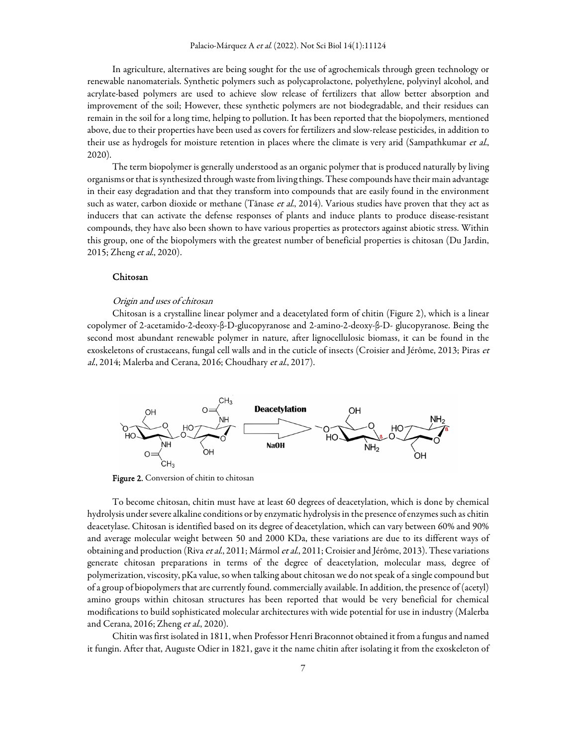In agriculture, alternatives are being sought for the use of agrochemicals through green technology or renewable nanomaterials. Synthetic polymers such as polycaprolactone, polyethylene, polyvinyl alcohol, and acrylate-based polymers are used to achieve slow release of fertilizers that allow better absorption and improvement of the soil; However, these synthetic polymers are not biodegradable, and their residues can remain in the soil for a long time, helping to pollution. It has been reported that the biopolymers, mentioned above, due to their properties have been used as covers for fertilizers and slow-release pesticides, in addition to their use as hydrogels for moisture retention in places where the climate is very arid (Sampathkumar *et al.*, 2020).

The term biopolymer is generally understood as an organic polymer that is produced naturally by living organisms or that is synthesized through waste from living things. These compounds have their main advantage in their easy degradation and that they transform into compounds that are easily found in the environment such as water, carbon dioxide or methane (Tănase *et al.*, 2014). Various studies have proven that they act as inducers that can activate the defense responses of plants and induce plants to produce disease-resistant compounds, they have also been shown to have various properties as protectors against abiotic stress. Within this group, one of the biopolymers with the greatest number of beneficial properties is chitosan (Du Jardin, 2015; Zheng *et al.*, 2020).

## Chitosan

### *Origin and uses of chitosan*

Chitosan is a crystalline linear polymer and a deacetylated form of chitin (Figure 2), which is a linear copolymer of 2-acetamido-2-deoxy-β-D-glucopyranose and 2-amino-2-deoxy-β-D- glucopyranose. Being the second most abundant renewable polymer in nature, after lignocellulosic biomass, it can be found in the exoskeletons of crustaceans, fungal cell walls and in the cuticle of insects (Croisier and Jérôme, 2013; Piras *et al.*, 2014; Malerba and Cerana, 2016; Choudhary *et al.*, 2017).

**Figure 2.** Conversion of chitin to chitosan

To become chitosan, chitin must have at least 60 degrees of deacetylation, which is done by chemical hydrolysis under severe alkaline conditions or by enzymatic hydrolysis in the presence of enzymes such as chitin deacetylase. Chitosan is identified based on its degree of deacetylation, which can vary between 60% and 90% and average molecular weight between 50 and 2000 KDa, these variations are due to its different ways of obtaining and production (Riva *et al.*, 2011; Mármol *et al.*, 2011; Croisier and Jérôme, 2013). These variations generate chitosan preparations in terms of the degree of deacetylation, molecular mass, degree of polymerization, viscosity, pKa value, so when talking about chitosan we do not speak of a single compound but of a group of biopolymers that are currently found. commercially available. In addition, the presence of (acetyl) amino groups within chitosan structures has been reported that would be very beneficial for chemical modifications to build sophisticated molecular architectures with wide potential for use in industry (Malerba and Cerana, 2016; Zheng *et al.*, 2020).

Chitin was first isolated in 1811, when Professor Henri Braconnot obtained it from a fungus and named it fungin. After that, Auguste Odier in 1821, gave it the name chitin after isolating it from the exoskeleton of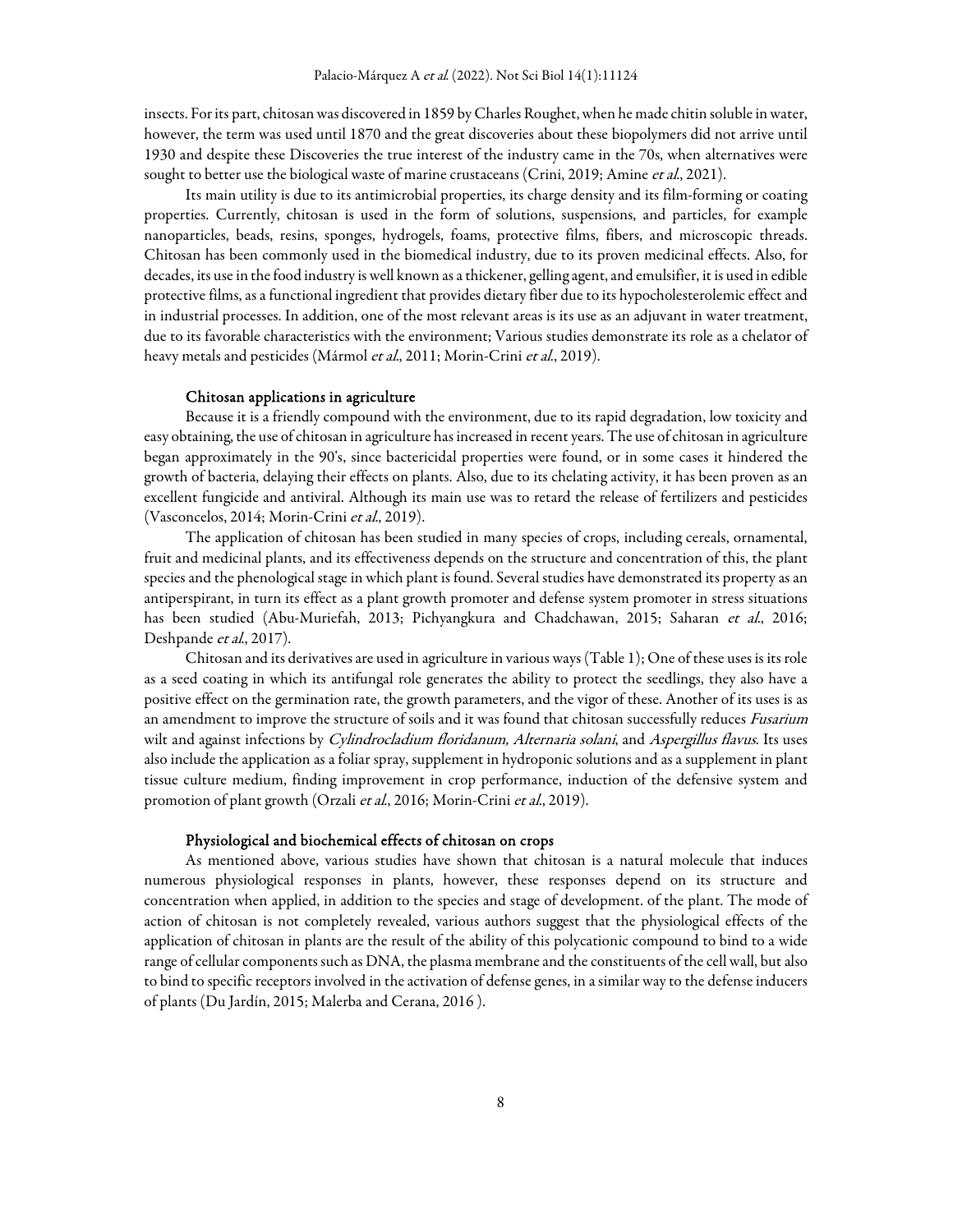insects. For its part, chitosan was discovered in 1859 by Charles Roughet, when he made chitin soluble in water, however, the term was used until 1870 and the great discoveries about these biopolymers did not arrive until 1930 and despite these Discoveries the true interest of the industry came in the 70s, when alternatives were sought to better use the biological waste of marine crustaceans (Crini, 2019; Amine *et al.*, 2021).

Its main utility is due to its antimicrobial properties, its charge density and its film-forming or coating properties. Currently, chitosan is used in the form of solutions, suspensions, and particles, for example nanoparticles, beads, resins, sponges, hydrogels, foams, protective films, fibers, and microscopic threads. Chitosan has been commonly used in the biomedical industry, due to its proven medicinal effects. Also, for decades, its use in the food industry is well known as a thickener, gelling agent, and emulsifier, it is used in edible protective films, as a functional ingredient that provides dietary fiber due to its hypocholesterolemic effect and in industrial processes. In addition, one of the most relevant areas is its use as an adjuvant in water treatment, due to its favorable characteristics with the environment; Various studies demonstrate its role as a chelator of heavy metals and pesticides (Mármol *et al.*, 2011; Morin-Crini *et al.*, 2019).

### Chitosan applications in agriculture

Because it is a friendly compound with the environment, due to its rapid degradation, low toxicity and easy obtaining, the use of chitosan in agriculture has increased in recent years. The use of chitosan in agriculture began approximately in the 90's, since bactericidal properties were found, or in some cases it hindered the growth of bacteria, delaying their effects on plants. Also, due to its chelating activity, it has been proven as an excellent fungicide and antiviral. Although its main use was to retard the release of fertilizers and pesticides (Vasconcelos, 2014; Morin-Crini *et al.*, 2019).

The application of chitosan has been studied in many species of crops, including cereals, ornamental, fruit and medicinal plants, and its effectiveness depends on the structure and concentration of this, the plant species and the phenological stage in which plant is found. Several studies have demonstrated its property as an antiperspirant, in turn its effect as a plant growth promoter and defense system promoter in stress situations has been studied (Abu-Muriefah, 2013; Pichyangkura and Chadchawan, 2015; Saharan *et al.*, 2016; Deshpande *et al.*, 2017).

Chitosan and its derivatives are used in agriculture in various ways (Table 1); One of these uses is its role as a seed coating in which its antifungal role generates the ability to protect the seedlings, they also have a positive effect on the germination rate, the growth parameters, and the vigor of these. Another of its uses is as an amendment to improve the structure of soils and it was found that chitosan successfully reduces *Fusarium* wilt and against infections by *Cylindrocladium floridanum, Alternaria solani*, and *Aspergillus flavus*. Its uses also include the application as a foliar spray, supplement in hydroponic solutions and as a supplement in plant tissue culture medium, finding improvement in crop performance, induction of the defensive system and promotion of plant growth (Orzali *et al.*, 2016; Morin-Crini *et al.*, 2019).

### Physiological and biochemical effects of chitosan on crops

As mentioned above, various studies have shown that chitosan is a natural molecule that induces numerous physiological responses in plants, however, these responses depend on its structure and concentration when applied, in addition to the species and stage of development. of the plant. The mode of action of chitosan is not completely revealed, various authors suggest that the physiological effects of the application of chitosan in plants are the result of the ability of this polycationic compound to bind to a wide range of cellular components such as DNA, the plasma membrane and the constituents of the cell wall, but also to bind to specific receptors involved in the activation of defense genes, in a similar way to the defense inducers of plants (Du Jardín, 2015; Malerba and Cerana, 2016 ).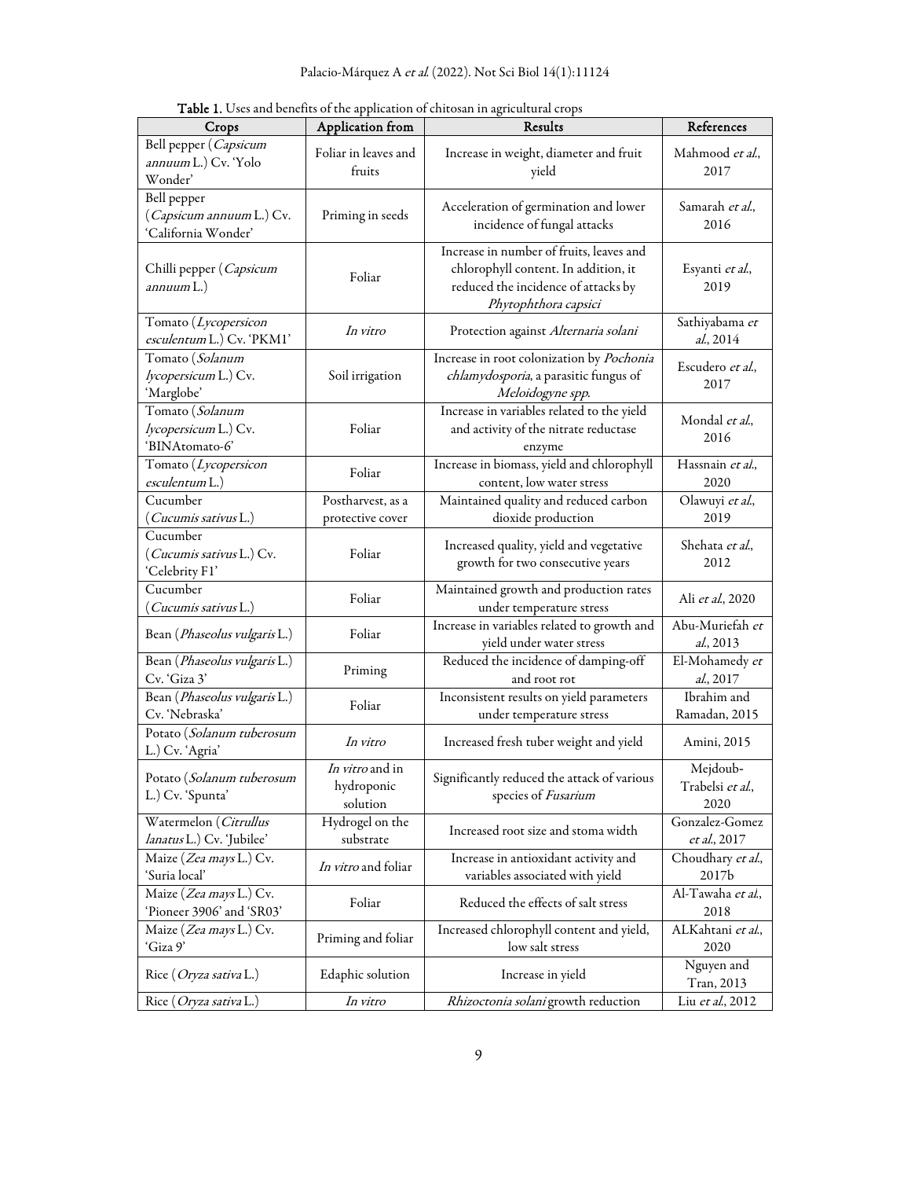**Table 1.** Uses and benefits of the application of chitosan in agricultural crops

| Crops | Application from | Results | References |
|---|---|---|---|
| Bell pepper (*Capsicum annuum* L.) Cv. 'Yolo Wonder' | Foliar in leaves and fruits | Increase in weight, diameter and fruit yield | Mahmood *et al.*, 2017 |
| Bell pepper (*Capsicum annuum* L.) Cv. 'California Wonder' | Priming in seeds | Acceleration of germination and lower incidence of fungal attacks | Samarah *et al.*, 2016 |
| Chilli pepper (*Capsicum annuum* L.) | Foliar | Increase in number of fruits, leaves and chlorophyll content. In addition, it reduced the incidence of attacks by *Phytophthora capsici* | Esyanti *et al.*, 2019 |
| Tomato (*Lycopersicon esculentum* L.) Cv. 'PKM1' | *In vitro* | Protection against *Alternaria solani* | Sathiyabama *et al.*, 2014 |
| Tomato (*Solanum lycopersicum* L.) Cv. 'Marglobe' | Soil irrigation | Increase in root colonization by *Pochonia chlamydosporia*, a parasitic fungus of *Meloidogyne spp.* | Escudero *et al.*, 2017 |
| Tomato (*Solanum lycopersicum* L.) Cv. 'BINAtomato-6' | Foliar | Increase in variables related to the yield and activity of the nitrate reductase enzyme | Mondal *et al.*, 2016 |
| Tomato (*Lycopersicon esculentum* L.) | Foliar | Increase in biomass, yield and chlorophyll content, low water stress | Hassnain *et al.*, 2020 |
| Cucumber (*Cucumis sativus* L.) | Postharvest, as a protective cover | Maintained quality and reduced carbon dioxide production | Olawuyi *et al.*, 2019 |
| Cucumber (*Cucumis sativus* L.) Cv. 'Celebrity F1' | Foliar | Increased quality, yield and vegetative growth for two consecutive years | Shehata *et al.*, 2012 |
| Cucumber (*Cucumis sativus* L.) | Foliar | Maintained growth and production rates under temperature stress | Ali *et al.*, 2020 |
| Bean (*Phaseolus vulgaris* L.) | Foliar | Increase in variables related to growth and yield under water stress | Abu-Muriefah *et al.*, 2013 |
| Bean (*Phaseolus vulgaris* L.) Cv. 'Giza 3' | Priming | Reduced the incidence of damping-off and root rot | El-Mohamedy *et al.*, 2017 |
| Bean (*Phaseolus vulgaris* L.) Cv. 'Nebraska' | Foliar | Inconsistent results on yield parameters under temperature stress | Ibrahim and Ramadan, 2015 |
| Potato (*Solanum tuberosum* L.) Cv. 'Agria' | *In vitro* | Increased fresh tuber weight and yield | Amini, 2015 |
| Potato (*Solanum tuberosum* L.) Cv. 'Spunta' | *In vitro* and in hydroponic solution | Significantly reduced the attack of various species of *Fusarium* | Mejdoub-Trabelsi *et al.*, 2020 |
| Watermelon (*Citrullus lanatus* L.) Cv. 'Jubilee' | Hydrogel on the substrate | Increased root size and stoma width | Gonzalez-Gomez *et al.*, 2017 |
| Maize (*Zea mays* L.) Cv. 'Suria local' | *In vitro* and foliar | Increase in antioxidant activity and variables associated with yield | Choudhary *et al.*, 2017b |
| Maize (*Zea mays* L.) Cv. 'Pioneer 3906' and 'SR03' | Foliar | Reduced the effects of salt stress | Al-Tawaha *et al.*, 2018 |
| Maize (*Zea mays* L.) Cv. 'Giza 9' | Priming and foliar | Increased chlorophyll content and yield, low salt stress | ALKahtani *et al.*, 2020 |
| Rice (*Oryza sativa* L.) | Edaphic solution | Increase in yield | Nguyen and Tran, 2013 |
| Rice (*Oryza sativa* L.) | *In vitro* | *Rhizoctonia solani* growth reduction | Liu *et al.*, 2012 |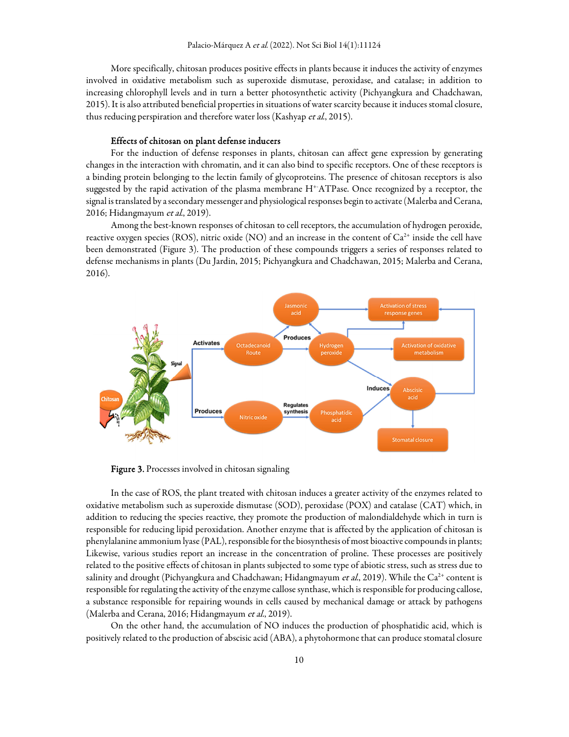More specifically, chitosan produces positive effects in plants because it induces the activity of enzymes involved in oxidative metabolism such as superoxide dismutase, peroxidase, and catalase; in addition to increasing chlorophyll levels and in turn a better photosynthetic activity (Pichyangkura and Chadchawan, 2015). It is also attributed beneficial properties in situations of water scarcity because it induces stomal closure, thus reducing perspiration and therefore water loss (Kashyap *et al.*, 2015).

### Effects of chitosan on plant defense inducers

For the induction of defense responses in plants, chitosan can affect gene expression by generating changes in the interaction with chromatin, and it can also bind to specific receptors. One of these receptors is a binding protein belonging to the lectin family of glycoproteins. The presence of chitosan receptors is also suggested by the rapid activation of the plasma membrane $H^+$ ATPase. Once recognized by a receptor, the signal is translated by a secondary messenger and physiological responses begin to activate (Malerba and Cerana, 2016; Hidangmayum *et al.*, 2019).

Among the best-known responses of chitosan to cell receptors, the accumulation of hydrogen peroxide, reactive oxygen species (ROS), nitric oxide (NO) and an increase in the content of $Ca^{2+}$ inside the cell have been demonstrated (Figure 3). The production of these compounds triggers a series of responses related to defense mechanisms in plants (Du Jardin, 2015; Pichyangkura and Chadchawan, 2015; Malerba and Cerana, 2016).

**Figure 3.** Processes involved in chitosan signaling

In the case of ROS, the plant treated with chitosan induces a greater activity of the enzymes related to oxidative metabolism such as superoxide dismutase (SOD), peroxidase (POX) and catalase (CAT) which, in addition to reducing the species reactive, they promote the production of malondialdehyde which in turn is responsible for reducing lipid peroxidation. Another enzyme that is affected by the application of chitosan is phenylalanine ammonium lyase (PAL), responsible for the biosynthesis of most bioactive compounds in plants; Likewise, various studies report an increase in the concentration of proline. These processes are positively related to the positive effects of chitosan in plants subjected to some type of abiotic stress, such as stress due to salinity and drought (Pichyangkura and Chadchawan; Hidangmayum *et al.*, 2019). While the $Ca^{2+}$ content is responsible for regulating the activity of the enzyme callose synthase, which is responsible for producing callose, a substance responsible for repairing wounds in cells caused by mechanical damage or attack by pathogens (Malerba and Cerana, 2016; Hidangmayum *et al.*, 2019).

On the other hand, the accumulation of NO induces the production of phosphatidic acid, which is positively related to the production of abscisic acid (ABA), a phytohormone that can produce stomatal closure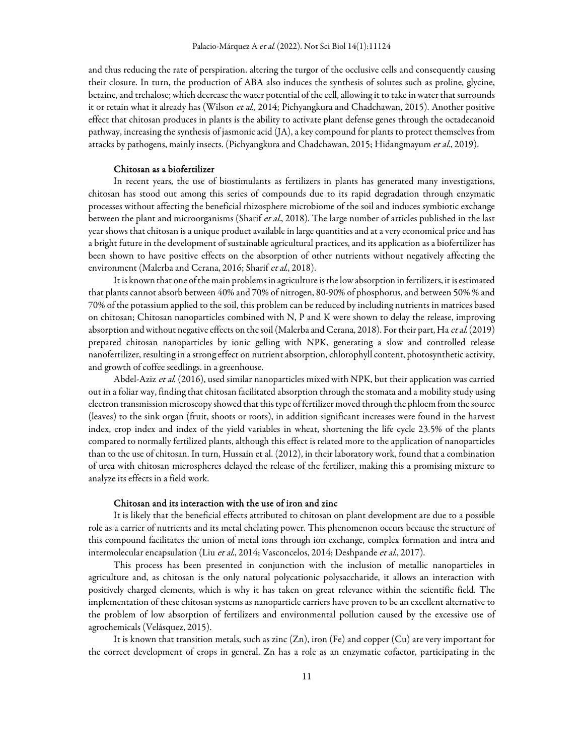and thus reducing the rate of perspiration. altering the turgor of the occlusive cells and consequently causing their closure. In turn, the production of ABA also induces the synthesis of solutes such as proline, glycine, betaine, and trehalose; which decrease the water potential of the cell, allowing it to take in water that surrounds it or retain what it already has (Wilson *et al*., 2014; Pichyangkura and Chadchawan, 2015). Another positive effect that chitosan produces in plants is the ability to activate plant defense genes through the octadecanoid pathway, increasing the synthesis of jasmonic acid (JA), a key compound for plants to protect themselves from attacks by pathogens, mainly insects. (Pichyangkura and Chadchawan, 2015; Hidangmayum *et al*., 2019).

### Chitosan as a biofertilizer

In recent years, the use of biostimulants as fertilizers in plants has generated many investigations, chitosan has stood out among this series of compounds due to its rapid degradation through enzymatic processes without affecting the beneficial rhizosphere microbiome of the soil and induces symbiotic exchange between the plant and microorganisms (Sharif *et al*., 2018). The large number of articles published in the last year shows that chitosan is a unique product available in large quantities and at a very economical price and has a bright future in the development of sustainable agricultural practices, and its application as a biofertilizer has been shown to have positive effects on the absorption of other nutrients without negatively affecting the environment (Malerba and Cerana, 2016; Sharif *et al*., 2018).

It is known that one of the main problems in agriculture is the low absorption in fertilizers, it is estimated that plants cannot absorb between 40% and 70% of nitrogen, 80-90% of phosphorus, and between 50% % and 70% of the potassium applied to the soil, this problem can be reduced by including nutrients in matrices based on chitosan; Chitosan nanoparticles combined with N, P and K were shown to delay the release, improving absorption and without negative effects on the soil (Malerba and Cerana, 2018). For their part, Ha *et al.* (2019) prepared chitosan nanoparticles by ionic gelling with NPK, generating a slow and controlled release nanofertilizer, resulting in a strong effect on nutrient absorption, chlorophyll content, photosynthetic activity, and growth of coffee seedlings. in a greenhouse.

Abdel-Aziz *et al.* (2016), used similar nanoparticles mixed with NPK, but their application was carried out in a foliar way, finding that chitosan facilitated absorption through the stomata and a mobility study using electron transmission microscopy showed that this type of fertilizer moved through the phloem from the source (leaves) to the sink organ (fruit, shoots or roots), in addition significant increases were found in the harvest index, crop index and index of the yield variables in wheat, shortening the life cycle 23.5% of the plants compared to normally fertilized plants, although this effect is related more to the application of nanoparticles than to the use of chitosan. In turn, Hussain et al. (2012), in their laboratory work, found that a combination of urea with chitosan microspheres delayed the release of the fertilizer, making this a promising mixture to analyze its effects in a field work.

### Chitosan and its interaction with the use of iron and zinc

It is likely that the beneficial effects attributed to chitosan on plant development are due to a possible role as a carrier of nutrients and its metal chelating power. This phenomenon occurs because the structure of this compound facilitates the union of metal ions through ion exchange, complex formation and intra and intermolecular encapsulation (Liu *et al*., 2014; Vasconcelos, 2014; Deshpande *et al*., 2017).

This process has been presented in conjunction with the inclusion of metallic nanoparticles in agriculture and, as chitosan is the only natural polycationic polysaccharide, it allows an interaction with positively charged elements, which is why it has taken on great relevance within the scientific field. The implementation of these chitosan systems as nanoparticle carriers have proven to be an excellent alternative to the problem of low absorption of fertilizers and environmental pollution caused by the excessive use of agrochemicals (Velásquez, 2015).

It is known that transition metals, such as zinc (Zn), iron (Fe) and copper (Cu) are very important for the correct development of crops in general. Zn has a role as an enzymatic cofactor, participating in the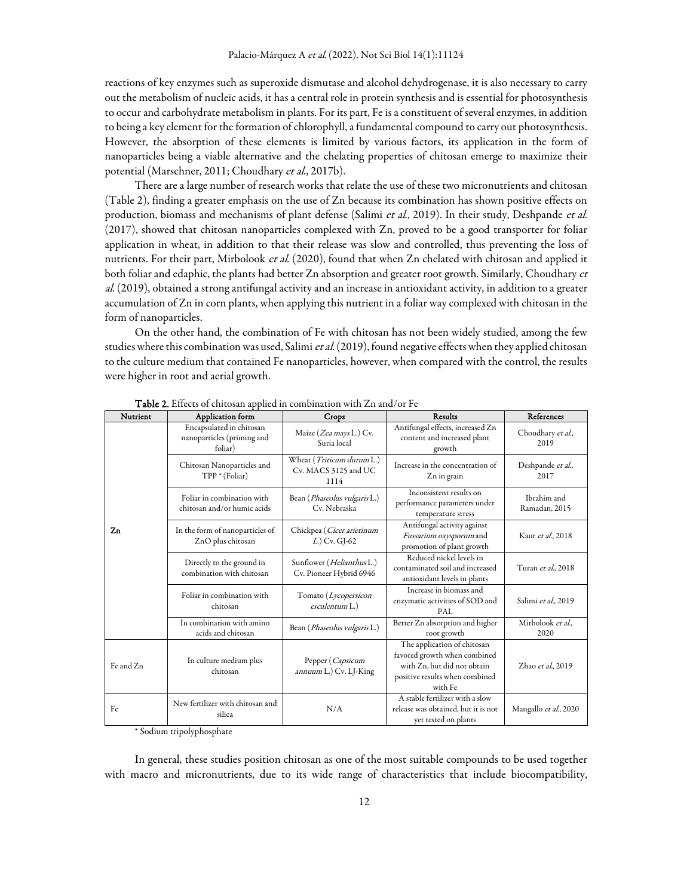reactions of key enzymes such as superoxide dismutase and alcohol dehydrogenase, it is also necessary to carry out the metabolism of nucleic acids, it has a central role in protein synthesis and is essential for photosynthesis to occur and carbohydrate metabolism in plants. For its part, Fe is a constituent of several enzymes, in addition to being a key element for the formation of chlorophyll, a fundamental compound to carry out photosynthesis. However, the absorption of these elements is limited by various factors, its application in the form of nanoparticles being a viable alternative and the chelating properties of chitosan emerge to maximize their potential (Marschner, 2011; Choudhary *et al.*, 2017b).

There are a large number of research works that relate the use of these two micronutrients and chitosan (Table 2), finding a greater emphasis on the use of Zn because its combination has shown positive effects on production, biomass and mechanisms of plant defense (Salimi *et al.*, 2019). In their study, Deshpande *et al.* (2017), showed that chitosan nanoparticles complexed with Zn, proved to be a good transporter for foliar application in wheat, in addition to that their release was slow and controlled, thus preventing the loss of nutrients. For their part, Mirbolook *et al.* (2020), found that when Zn chelated with chitosan and applied it both foliar and edaphic, the plants had better Zn absorption and greater root growth. Similarly, Choudhary *et al.* (2019), obtained a strong antifungal activity and an increase in antioxidant activity, in addition to a greater accumulation of Zn in corn plants, when applying this nutrient in a foliar way complexed with chitosan in the form of nanoparticles.

On the other hand, the combination of Fe with chitosan has not been widely studied, among the few studies where this combination was used, Salimi *et al.* (2019), found negative effects when they applied chitosan to the culture medium that contained Fe nanoparticles, however, when compared with the control, the results were higher in root and aerial growth.

**Table 2.** Effects of chitosan applied in combination with Zn and/or Fe

| Nutrient | Application form | Crops | Results | References |
|---|---|---|---|---|
| **Zn** | Encapsulated in chitosan nanoparticles (priming and foliar) | Maize (*Zea mays* L.) Cv. Suria local | Antifungal effects, increased Zn content and increased plant growth | Choudhary *et al.*, 2019 |
| | Chitosan Nanoparticles and TPP * (Foliar) | Wheat (*Triticum durum* L.) Cv. MACS 3125 and UC 1114 | Increase in the concentration of Zn in grain | Deshpande *et al.*, 2017 |
| | Foliar in combination with chitosan and/or humic acids | Bean (*Phaseolus vulgaris* L.) Cv. Nebraska | Inconsistent results on performance parameters under temperature stress | Ibrahim and Ramadan, 2015 |
| | In the form of nanoparticles of ZnO plus chitosan | Chickpea (*Cicer arietinum L.*) Cv. GJ-62 | Antifungal activity against *Fussarium oxysporum* and promotion of plant growth | Kaur *et al.*, 2018 |
| | Directly to the ground in combination with chitosan | Sunflower (*Helianthus* L.) Cv. Pioneer Hybrid 6946 | Reduced nickel levels in contaminated soil and increased antioxidant levels in plants | Turan *et al.*, 2018 |
| | Foliar in combination with chitosan | Tomato (*Lycopersicon esculentum* L.) | Increase in biomass and enzymatic activities of SOD and PAL | Salimi *et al.*, 2019 |
| | In combination with amino acids and chitosan | Bean (*Phaseolus vulgaris* L.) | Better Zn absorption and higher root growth | Mirbolook *et al.*, 2020 |
| Fe and Zn | In culture medium plus chitosan | Pepper (*Capsicum annuum* L.) Cv. LJ-King | The application of chitosan favored growth when combined with Zn, but did not obtain positive results when combined with Fe | Zhao *et al.*, 2019 |
| Fe | New fertilizer with chitosan and silica | N/A | A stable fertilizer with a slow release was obtained, but it is not yet tested on plants | Mangallo *et al.*, 2020 |

* Sodium tripolyphosphate

In general, these studies position chitosan as one of the most suitable compounds to be used together with macro and micronutrients, due to its wide range of characteristics that include biocompatibility,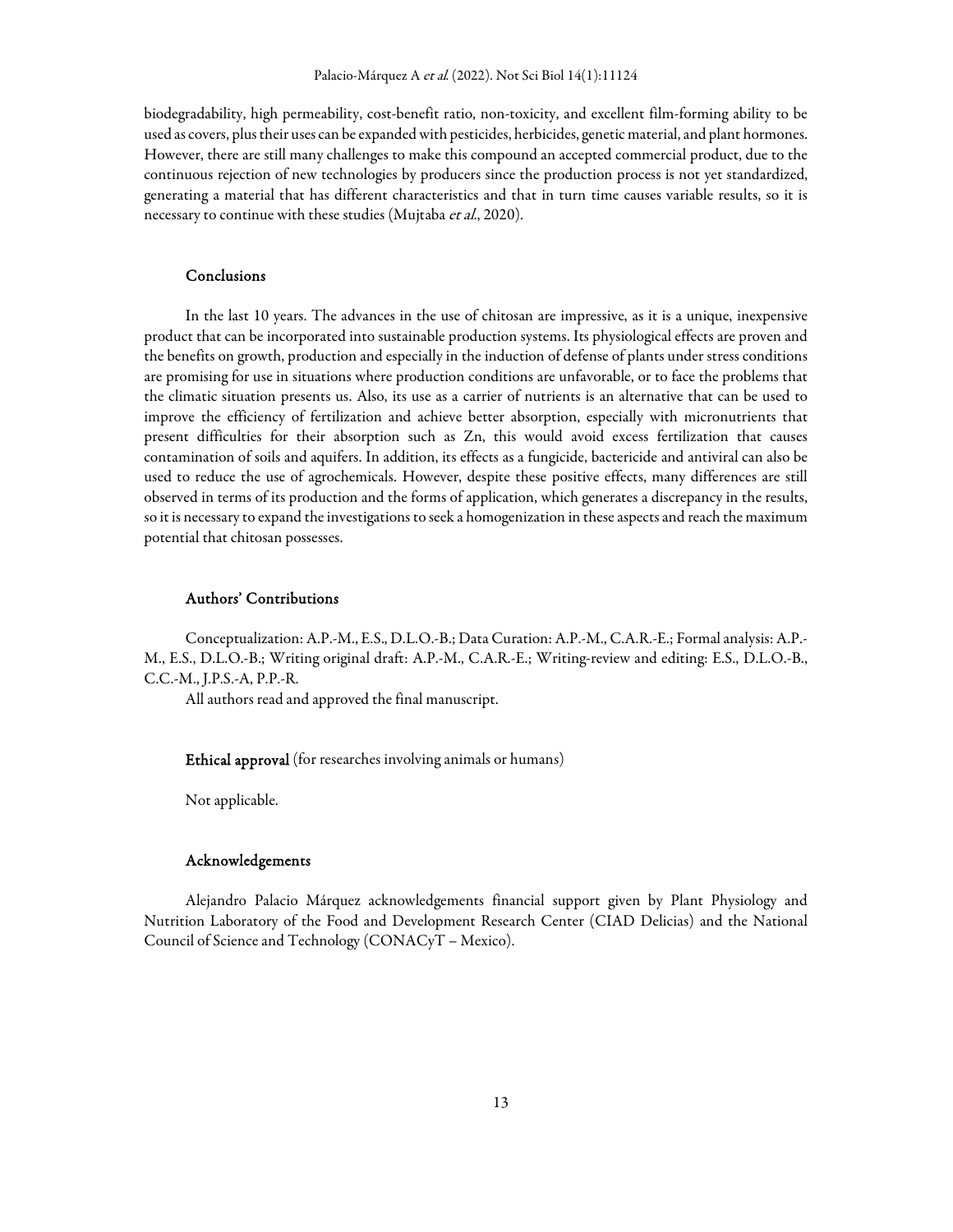biodegradability, high permeability, cost-benefit ratio, non-toxicity, and excellent film-forming ability to be used as covers, plus their uses can be expanded with pesticides, herbicides, genetic material, and plant hormones. However, there are still many challenges to make this compound an accepted commercial product, due to the continuous rejection of new technologies by producers since the production process is not yet standardized, generating a material that has different characteristics and that in turn time causes variable results, so it is necessary to continue with these studies (Mujtaba *et al*., 2020).

## Conclusions

In the last 10 years. The advances in the use of chitosan are impressive, as it is a unique, inexpensive product that can be incorporated into sustainable production systems. Its physiological effects are proven and the benefits on growth, production and especially in the induction of defense of plants under stress conditions are promising for use in situations where production conditions are unfavorable, or to face the problems that the climatic situation presents us. Also, its use as a carrier of nutrients is an alternative that can be used to improve the efficiency of fertilization and achieve better absorption, especially with micronutrients that present difficulties for their absorption such as Zn, this would avoid excess fertilization that causes contamination of soils and aquifers. In addition, its effects as a fungicide, bactericide and antiviral can also be used to reduce the use of agrochemicals. However, despite these positive effects, many differences are still observed in terms of its production and the forms of application, which generates a discrepancy in the results, so it is necessary to expand the investigations to seek a homogenization in these aspects and reach the maximum potential that chitosan possesses.

## Authors' Contributions

Conceptualization: A.P.-M., E.S., D.L.O.-B.; Data Curation: A.P.-M., C.A.R.-E.; Formal analysis: A.P.-M., E.S., D.L.O.-B.; Writing original draft: A.P.-M., C.A.R.-E.; Writing-review and editing: E.S., D.L.O.-B., C.C.-M., J.P.S.-A, P.P.-R.

All authors read and approved the final manuscript.

## Ethical approval (for researches involving animals or humans)

Not applicable.

## Acknowledgements

Alejandro Palacio Márquez acknowledgements financial support given by Plant Physiology and Nutrition Laboratory of the Food and Development Research Center (CIAD Delicias) and the National Council of Science and Technology (CONACyT – Mexico).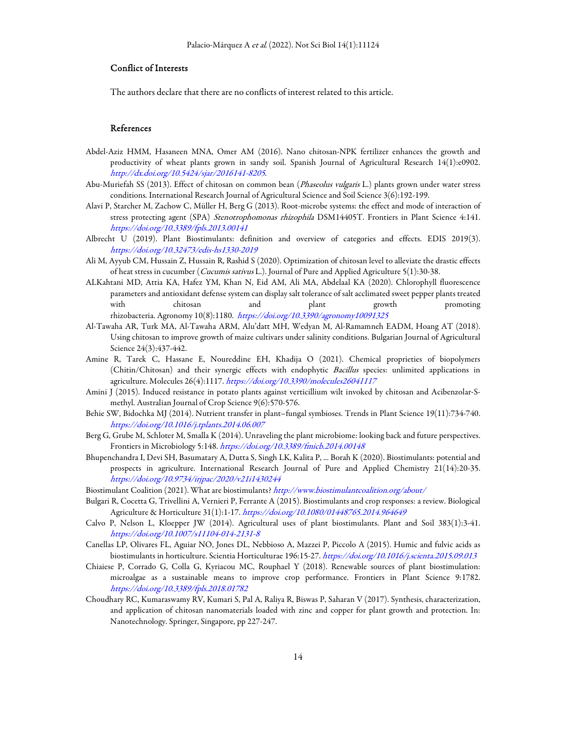## Conflict of Interests

The authors declare that there are no conflicts of interest related to this article.

## References

Abdel-Aziz HMM, Hasaneen MNA, Omer AM (2016). Nano chitosan-NPK fertilizer enhances the growth and productivity of wheat plants grown in sandy soil. Spanish Journal of Agricultural Research 14(1):e0902. *http://dx.doi.org/10.5424/sjar/2016141-8205*.

Abu-Muriefah SS (2013). Effect of chitosan on common bean (*Phaseolus vulgaris* L.) plants grown under water stress conditions. International Research Journal of Agricultural Science and Soil Science 3(6):192-199.

Alavi P, Starcher M, Zachow C, Müller H, Berg G (2013). Root-microbe systems: the effect and mode of interaction of stress protecting agent (SPA) *Stenotrophomonas rhizophila* DSM14405T. Frontiers in Plant Science 4:141. *https://doi.org/10.3389/fpls.2013.00141*

Albrecht U (2019). Plant Biostimulants: definition and overview of categories and effects. EDIS 2019(3). *https://doi.org/10.32473/edis-hs1330-2019*

Ali M, Ayyub CM, Hussain Z, Hussain R, Rashid S (2020). Optimization of chitosan level to alleviate the drastic effects of heat stress in cucumber (*Cucumis sativus* L.). Journal of Pure and Applied Agriculture 5(1):30-38.

ALKahtani MD, Attia KA, Hafez YM, Khan N, Eid AM, Ali MA, Abdelaal KA (2020). Chlorophyll fluorescence parameters and antioxidant defense system can display salt tolerance of salt acclimated sweet pepper plants treated with chitosan and plant growth promoting rhizobacteria. Agronomy 10(8):1180. *https://doi.org/10.3390/agronomy10091325*

Al-Tawaha AR, Turk MA, Al-Tawaha ARM, Alu'datt MH, Wedyan M, Al-Ramamneh EADM, Hoang AT (2018). Using chitosan to improve growth of maize cultivars under salinity conditions. Bulgarian Journal of Agricultural Science 24(3):437-442.

Amine R, Tarek C, Hassane E, Noureddine EH, Khadija O (2021). Chemical proprieties of biopolymers (Chitin/Chitosan) and their synergic effects with endophytic *Bacillus* species: unlimited applications in agriculture. Molecules 26(4):1117. *https://doi.org/10.3390/molecules26041117*

Amini J (2015). Induced resistance in potato plants against verticillium wilt invoked by chitosan and Acibenzolar-S-methyl. Australian Journal of Crop Science 9(6):570-576.

Behie SW, Bidochka MJ (2014). Nutrient transfer in plant–fungal symbioses. Trends in Plant Science 19(11):734-740. *https://doi.org/10.1016/j.tplants.2014.06.007*

Berg G, Grube M, Schloter M, Smalla K (2014). Unraveling the plant microbiome: looking back and future perspectives. Frontiers in Microbiology 5:148. *https://doi.org/10.3389/fmicb.2014.00148*

Bhupenchandra I, Devi SH, Basumatary A, Dutta S, Singh LK, Kalita P, ... Borah K (2020). Biostimulants: potential and prospects in agriculture. International Research Journal of Pure and Applied Chemistry 21(14):20-35. *https://doi.org/10.9734/irjpac/2020/v21i1430244*

Biostimulant Coalition (2021). What are biostimulants? *http://www.biostimulantcoalition.org/about/*

Bulgari R, Cocetta G, Trivellini A, Vernieri P, Ferrante A (2015). Biostimulants and crop responses: a review. Biological Agriculture & Horticulture 31(1):1-17. *https://doi.org/10.1080/01448765.2014.964649*

Calvo P, Nelson L, Kloepper JW (2014). Agricultural uses of plant biostimulants. Plant and Soil 383(1):3-41. *https://doi.org/10.1007/s11104-014-2131-8*

Canellas LP, Olivares FL, Aguiar NO, Jones DL, Nebbioso A, Mazzei P, Piccolo A (2015). Humic and fulvic acids as biostimulants in horticulture. Scientia Horticulturae 196:15-27. *https://doi.org/10.1016/j.scienta.2015.09.013*

Chiaiese P, Corrado G, Colla G, Kyriacou MC, Rouphael Y (2018). Renewable sources of plant biostimulation: microalgae as a sustainable means to improve crop performance. Frontiers in Plant Science 9:1782. *https://doi.org/10.3389/fpls.2018.01782*

Choudhary RC, Kumaraswamy RV, Kumari S, Pal A, Raliya R, Biswas P, Saharan V (2017). Synthesis, characterization, and application of chitosan nanomaterials loaded with zinc and copper for plant growth and protection. In: Nanotechnology. Springer, Singapore, pp 227-247.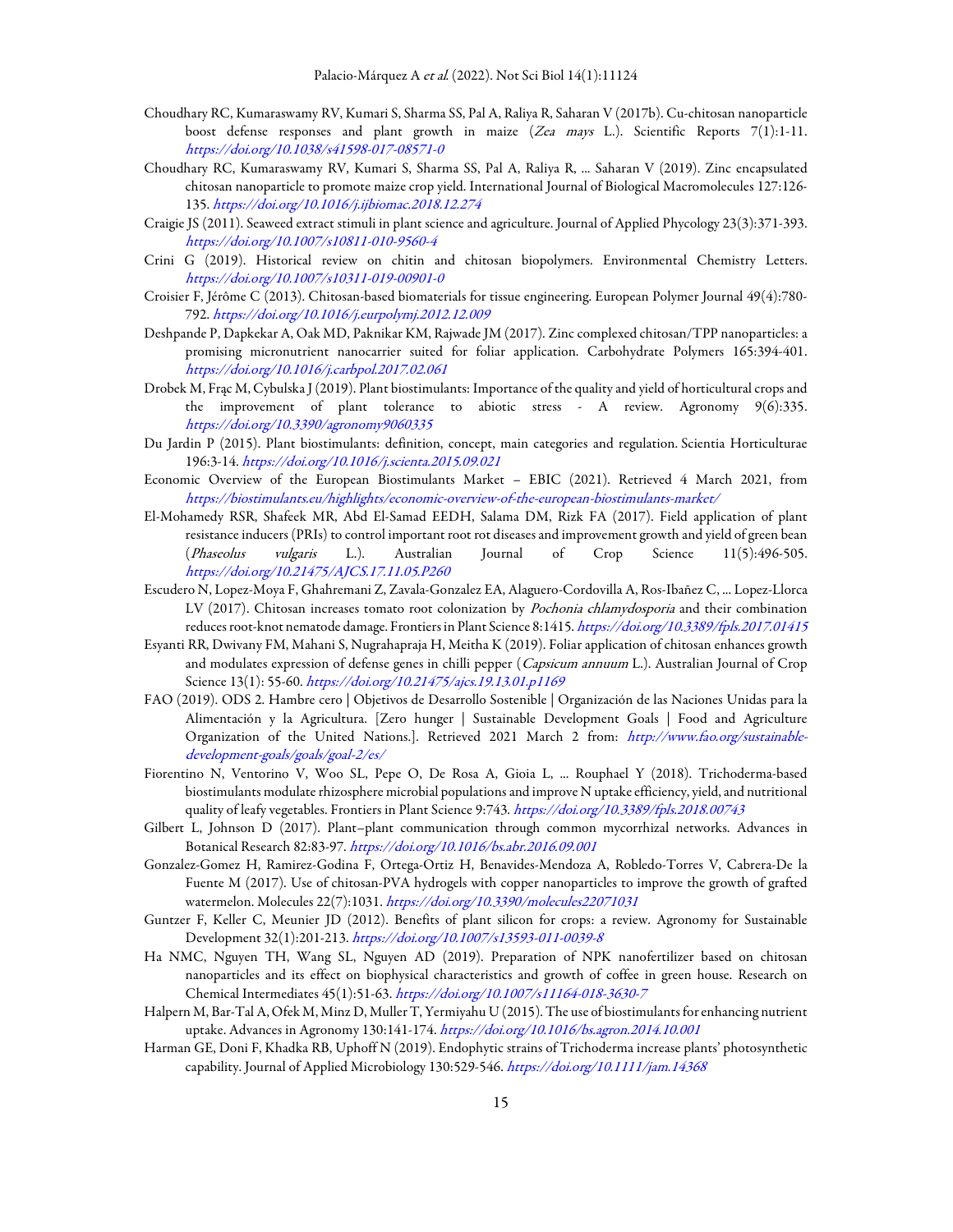Choudhary RC, Kumaraswamy RV, Kumari S, Sharma SS, Pal A, Raliya R, Saharan V (2017b). Cu-chitosan nanoparticle boost defense responses and plant growth in maize (*Zea mays* L.). Scientific Reports 7(1):1-11. *https://doi.org/10.1038/s41598-017-08571-0*

Choudhary RC, Kumaraswamy RV, Kumari S, Sharma SS, Pal A, Raliya R, ... Saharan V (2019). Zinc encapsulated chitosan nanoparticle to promote maize crop yield. International Journal of Biological Macromolecules 127:126-135. *https://doi.org/10.1016/j.ijbiomac.2018.12.274*

Craigie JS (2011). Seaweed extract stimuli in plant science and agriculture. Journal of Applied Phycology 23(3):371-393. *https://doi.org/10.1007/s10811-010-9560-4*

Crini G (2019). Historical review on chitin and chitosan biopolymers. Environmental Chemistry Letters. *https://doi.org/10.1007/s10311-019-00901-0*

Croisier F, Jérôme C (2013). Chitosan-based biomaterials for tissue engineering. European Polymer Journal 49(4):780-792. *https://doi.org/10.1016/j.eurpolymj.2012.12.009*

Deshpande P, Dapkekar A, Oak MD, Paknikar KM, Rajwade JM (2017). Zinc complexed chitosan/TPP nanoparticles: a promising micronutrient nanocarrier suited for foliar application. Carbohydrate Polymers 165:394-401. *https://doi.org/10.1016/j.carbpol.2017.02.061*

Drobek M, Frąc M, Cybulska J (2019). Plant biostimulants: Importance of the quality and yield of horticultural crops and the improvement of plant tolerance to abiotic stress - A review. Agronomy 9(6):335. *https://doi.org/10.3390/agronomy9060335*

Du Jardin P (2015). Plant biostimulants: definition, concept, main categories and regulation. Scientia Horticulturae 196:3-14. *https://doi.org/10.1016/j.scienta.2015.09.021*

Economic Overview of the European Biostimulants Market – EBIC (2021). Retrieved 4 March 2021, from *https://biostimulants.eu/highlights/economic-overview-of-the-european-biostimulants-market/*

El-Mohamedy RSR, Shafeek MR, Abd El-Samad EEDH, Salama DM, Rizk FA (2017). Field application of plant resistance inducers (PRIs) to control important root rot diseases and improvement growth and yield of green bean (*Phaseolus vulgaris* L.). Australian Journal of Crop Science 11(5):496-505. *https://doi.org/10.21475/AJCS.17.11.05.P260*

Escudero N, Lopez-Moya F, Ghahremani Z, Zavala-Gonzalez EA, Alaguero-Cordovilla A, Ros-Ibañez C, ... Lopez-Llorca LV (2017). Chitosan increases tomato root colonization by *Pochonia chlamydosporia* and their combination reduces root-knot nematode damage. Frontiers in Plant Science 8:1415. *https://doi.org/10.3389/fpls.2017.01415*

Esyanti RR, Dwivany FM, Mahani S, Nugrahapraja H, Meitha K (2019). Foliar application of chitosan enhances growth and modulates expression of defense genes in chilli pepper (*Capsicum annuum* L.). Australian Journal of Crop Science 13(1): 55-60. *https://doi.org/10.21475/ajcs.19.13.01.p1169*

FAO (2019). ODS 2. Hambre cero | Objetivos de Desarrollo Sostenible | Organización de las Naciones Unidas para la Alimentación y la Agricultura. [Zero hunger | Sustainable Development Goals | Food and Agriculture Organization of the United Nations.]. Retrieved 2021 March 2 from: *http://www.fao.org/sustainable-development-goals/goals/goal-2/es/*

Fiorentino N, Ventorino V, Woo SL, Pepe O, De Rosa A, Gioia L, ... Rouphael Y (2018). Trichoderma-based biostimulants modulate rhizosphere microbial populations and improve N uptake efficiency, yield, and nutritional quality of leafy vegetables. Frontiers in Plant Science 9:743. *https://doi.org/10.3389/fpls.2018.00743*

Gilbert L, Johnson D (2017). Plant–plant communication through common mycorrhizal networks. Advances in Botanical Research 82:83-97. *https://doi.org/10.1016/bs.abr.2016.09.001*

Gonzalez-Gomez H, Ramirez-Godina F, Ortega-Ortiz H, Benavides-Mendoza A, Robledo-Torres V, Cabrera-De la Fuente M (2017). Use of chitosan-PVA hydrogels with copper nanoparticles to improve the growth of grafted watermelon. Molecules 22(7):1031. *https://doi.org/10.3390/molecules22071031*

Guntzer F, Keller C, Meunier JD (2012). Benefits of plant silicon for crops: a review. Agronomy for Sustainable Development 32(1):201-213. *https://doi.org/10.1007/s13593-011-0039-8*

Ha NMC, Nguyen TH, Wang SL, Nguyen AD (2019). Preparation of NPK nanofertilizer based on chitosan nanoparticles and its effect on biophysical characteristics and growth of coffee in green house. Research on Chemical Intermediates 45(1):51-63. *https://doi.org/10.1007/s11164-018-3630-7*

Halpern M, Bar-Tal A, Ofek M, Minz D, Muller T, Yermiyahu U (2015). The use of biostimulants for enhancing nutrient uptake. Advances in Agronomy 130:141-174. *https://doi.org/10.1016/bs.agron.2014.10.001*

Harman GE, Doni F, Khadka RB, Uphoff N (2019). Endophytic strains of Trichoderma increase plants' photosynthetic capability. Journal of Applied Microbiology 130:529-546. *https://doi.org/10.1111/jam.14368*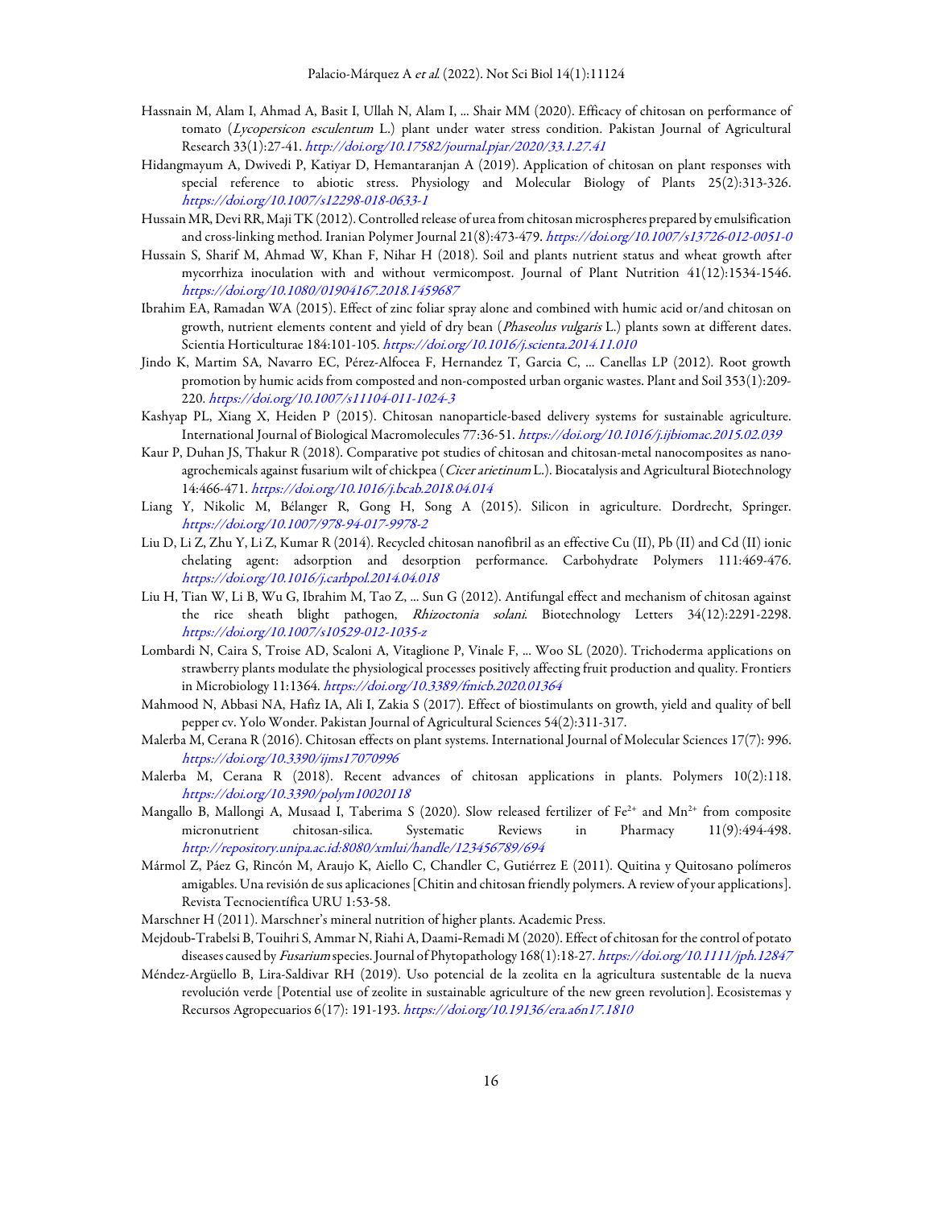Hassnain M, Alam I, Ahmad A, Basit I, Ullah N, Alam I, … Shair MM (2020). Efficacy of chitosan on performance of tomato (*Lycopersicon esculentum* L.) plant under water stress condition. Pakistan Journal of Agricultural Research 33(1):27-41. *http://doi.org/10.17582/journal.pjar/2020/33.1.27.41*

Hidangmayum A, Dwivedi P, Katiyar D, Hemantaranjan A (2019). Application of chitosan on plant responses with special reference to abiotic stress. Physiology and Molecular Biology of Plants 25(2):313-326. *https://doi.org/10.1007/s12298-018-0633-1*

Hussain MR, Devi RR, Maji TK (2012). Controlled release of urea from chitosan microspheres prepared by emulsification and cross-linking method. Iranian Polymer Journal 21(8):473-479. *https://doi.org/10.1007/s13726-012-0051-0*

Hussain S, Sharif M, Ahmad W, Khan F, Nihar H (2018). Soil and plants nutrient status and wheat growth after mycorrhiza inoculation with and without vermicompost. Journal of Plant Nutrition 41(12):1534-1546. *https://doi.org/10.1080/01904167.2018.1459687*

Ibrahim EA, Ramadan WA (2015). Effect of zinc foliar spray alone and combined with humic acid or/and chitosan on growth, nutrient elements content and yield of dry bean (*Phaseolus vulgaris* L.) plants sown at different dates. Scientia Horticulturae 184:101-105. *https://doi.org/10.1016/j.scienta.2014.11.010*

Jindo K, Martim SA, Navarro EC, Pérez-Alfocea F, Hernandez T, Garcia C, … Canellas LP (2012). Root growth promotion by humic acids from composted and non-composted urban organic wastes. Plant and Soil 353(1):209-220. *https://doi.org/10.1007/s11104-011-1024-3*

Kashyap PL, Xiang X, Heiden P (2015). Chitosan nanoparticle-based delivery systems for sustainable agriculture. International Journal of Biological Macromolecules 77:36-51. *https://doi.org/10.1016/j.ijbiomac.2015.02.039*

Kaur P, Duhan JS, Thakur R (2018). Comparative pot studies of chitosan and chitosan-metal nanocomposites as nano-agrochemicals against fusarium wilt of chickpea (*Cicer arietinum* L.). Biocatalysis and Agricultural Biotechnology 14:466-471. *https://doi.org/10.1016/j.bcab.2018.04.014*

Liang Y, Nikolic M, Bélanger R, Gong H, Song A (2015). Silicon in agriculture. Dordrecht, Springer. *https://doi.org/10.1007/978-94-017-9978-2*

Liu D, Li Z, Zhu Y, Li Z, Kumar R (2014). Recycled chitosan nanofibril as an effective Cu (II), Pb (II) and Cd (II) ionic chelating agent: adsorption and desorption performance. Carbohydrate Polymers 111:469-476. *https://doi.org/10.1016/j.carbpol.2014.04.018*

Liu H, Tian W, Li B, Wu G, Ibrahim M, Tao Z, … Sun G (2012). Antifungal effect and mechanism of chitosan against the rice sheath blight pathogen, *Rhizoctonia solani*. Biotechnology Letters 34(12):2291-2298. *https://doi.org/10.1007/s10529-012-1035-z*

Lombardi N, Caira S, Troise AD, Scaloni A, Vitaglione P, Vinale F, … Woo SL (2020). Trichoderma applications on strawberry plants modulate the physiological processes positively affecting fruit production and quality. Frontiers in Microbiology 11:1364. *https://doi.org/10.3389/fmicb.2020.01364*

Mahmood N, Abbasi NA, Hafiz IA, Ali I, Zakia S (2017). Effect of biostimulants on growth, yield and quality of bell pepper cv. Yolo Wonder. Pakistan Journal of Agricultural Sciences 54(2):311-317.

Malerba M, Cerana R (2016). Chitosan effects on plant systems. International Journal of Molecular Sciences 17(7): 996. *https://doi.org/10.3390/ijms17070996*

Malerba M, Cerana R (2018). Recent advances of chitosan applications in plants. Polymers 10(2):118. *https://doi.org/10.3390/polym10020118*

Mangallo B, Mallongi A, Musaad I, Taberima S (2020). Slow released fertilizer of $Fe^{2+}$ and $Mn^{2+}$ from composite micronutrient chitosan-silica. Systematic Reviews in Pharmacy 11(9):494-498. *http://repository.unipa.ac.id:8080/xmlui/handle/123456789/694*

Mármol Z, Páez G, Rincón M, Araujo K, Aiello C, Chandler C, Gutiérrez E (2011). Quitina y Quitosano polímeros amigables. Una revisión de sus aplicaciones [Chitin and chitosan friendly polymers. A review of your applications]. Revista Tecnocientífica URU 1:53-58.

Marschner H (2011). Marschner's mineral nutrition of higher plants. Academic Press.

Mejdoub-Trabelsi B, Touihri S, Ammar N, Riahi A, Daami-Remadi M (2020). Effect of chitosan for the control of potato diseases caused by *Fusarium* species. Journal of Phytopathology 168(1):18-27. *https://doi.org/10.1111/jph.12847*

Méndez-Argüello B, Lira-Saldivar RH (2019). Uso potencial de la zeolita en la agricultura sustentable de la nueva revolución verde [Potential use of zeolite in sustainable agriculture of the new green revolution]. Ecosistemas y Recursos Agropecuarios 6(17): 191-193. *https://doi.org/10.19136/era.a6n17.1810*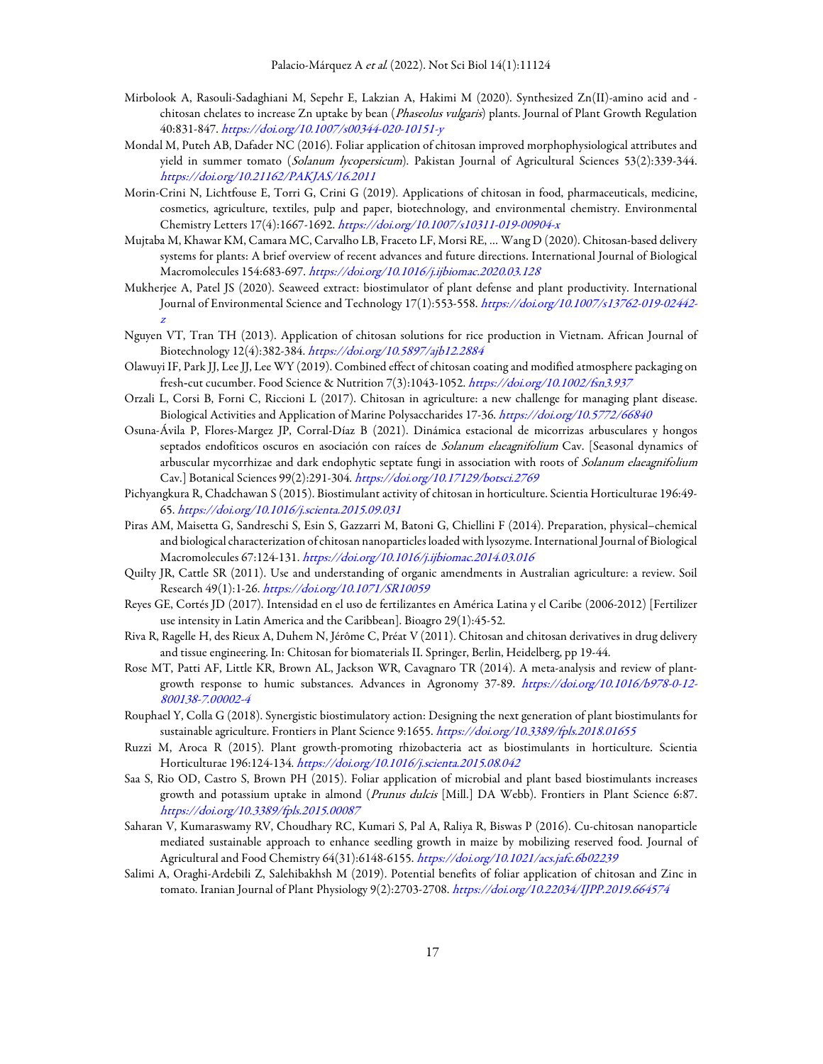Mirbolook A, Rasouli-Sadaghiani M, Sepehr E, Lakzian A, Hakimi M (2020). Synthesized Zn(II)-amino acid and -chitosan chelates to increase Zn uptake by bean (*Phaseolus vulgaris*) plants. Journal of Plant Growth Regulation 40:831-847. *https://doi.org/10.1007/s00344-020-10151-y*

Mondal M, Puteh AB, Dafader NC (2016). Foliar application of chitosan improved morphophysiological attributes and yield in summer tomato (*Solanum lycopersicum*). Pakistan Journal of Agricultural Sciences 53(2):339-344. *https://doi.org/10.21162/PAKJAS/16.2011*

Morin-Crini N, Lichtfouse E, Torri G, Crini G (2019). Applications of chitosan in food, pharmaceuticals, medicine, cosmetics, agriculture, textiles, pulp and paper, biotechnology, and environmental chemistry. Environmental Chemistry Letters 17(4):1667-1692. *https://doi.org/10.1007/s10311-019-00904-x*

Mujtaba M, Khawar KM, Camara MC, Carvalho LB, Fraceto LF, Morsi RE, ... Wang D (2020). Chitosan-based delivery systems for plants: A brief overview of recent advances and future directions. International Journal of Biological Macromolecules 154:683-697. *https://doi.org/10.1016/j.ijbiomac.2020.03.128*

Mukherjee A, Patel JS (2020). Seaweed extract: biostimulator of plant defense and plant productivity. International Journal of Environmental Science and Technology 17(1):553-558. *https://doi.org/10.1007/s13762-019-02442-z*

Nguyen VT, Tran TH (2013). Application of chitosan solutions for rice production in Vietnam. African Journal of Biotechnology 12(4):382-384. *https://doi.org/10.5897/ajb12.2884*

Olawuyi IF, Park JJ, Lee JJ, Lee WY (2019). Combined effect of chitosan coating and modified atmosphere packaging on fresh-cut cucumber. Food Science & Nutrition 7(3):1043-1052. *https://doi.org/10.1002/fsn3.937*

Orzali L, Corsi B, Forni C, Riccioni L (2017). Chitosan in agriculture: a new challenge for managing plant disease. Biological Activities and Application of Marine Polysaccharides 17-36. *https://doi.org/10.5772/66840*

Osuna-Ávila P, Flores-Margez JP, Corral-Díaz B (2021). Dinámica estacional de micorrizas arbusculares y hongos septados endofíticos oscuros en asociación con raíces de *Solanum elaeagnifolium* Cav. [Seasonal dynamics of arbuscular mycorrhizae and dark endophytic septate fungi in association with roots of *Solanum elaeagnifolium* Cav.] Botanical Sciences 99(2):291-304. *https://doi.org/10.17129/botsci.2769*

Pichyangkura R, Chadchawan S (2015). Biostimulant activity of chitosan in horticulture. Scientia Horticulturae 196:49-65. *https://doi.org/10.1016/j.scienta.2015.09.031*

Piras AM, Maisetta G, Sandreschi S, Esin S, Gazzarri M, Batoni G, Chiellini F (2014). Preparation, physical–chemical and biological characterization of chitosan nanoparticles loaded with lysozyme. International Journal of Biological Macromolecules 67:124-131. *https://doi.org/10.1016/j.ijbiomac.2014.03.016*

Quilty JR, Cattle SR (2011). Use and understanding of organic amendments in Australian agriculture: a review. Soil Research 49(1):1-26. *https://doi.org/10.1071/SR10059*

Reyes GE, Cortés JD (2017). Intensidad en el uso de fertilizantes en América Latina y el Caribe (2006-2012) [Fertilizer use intensity in Latin America and the Caribbean]. Bioagro 29(1):45-52.

Riva R, Ragelle H, des Rieux A, Duhem N, Jérôme C, Préat V (2011). Chitosan and chitosan derivatives in drug delivery and tissue engineering. In: Chitosan for biomaterials II. Springer, Berlin, Heidelberg, pp 19-44.

Rose MT, Patti AF, Little KR, Brown AL, Jackson WR, Cavagnaro TR (2014). A meta-analysis and review of plant-growth response to humic substances. Advances in Agronomy 37-89. *https://doi.org/10.1016/b978-0-12-800138-7.00002-4*

Rouphael Y, Colla G (2018). Synergistic biostimulatory action: Designing the next generation of plant biostimulants for sustainable agriculture. Frontiers in Plant Science 9:1655. *https://doi.org/10.3389/fpls.2018.01655*

Ruzzi M, Aroca R (2015). Plant growth-promoting rhizobacteria act as biostimulants in horticulture. Scientia Horticulturae 196:124-134. *https://doi.org/10.1016/j.scienta.2015.08.042*

Saa S, Rio OD, Castro S, Brown PH (2015). Foliar application of microbial and plant based biostimulants increases growth and potassium uptake in almond (*Prunus dulcis* [Mill.] DA Webb). Frontiers in Plant Science 6:87. *https://doi.org/10.3389/fpls.2015.00087*

Saharan V, Kumaraswamy RV, Choudhary RC, Kumari S, Pal A, Raliya R, Biswas P (2016). Cu-chitosan nanoparticle mediated sustainable approach to enhance seedling growth in maize by mobilizing reserved food. Journal of Agricultural and Food Chemistry 64(31):6148-6155. *https://doi.org/10.1021/acs.jafc.6b02239*

Salimi A, Oraghi-Ardebili Z, Salehibakhsh M (2019). Potential benefits of foliar application of chitosan and Zinc in tomato. Iranian Journal of Plant Physiology 9(2):2703-2708. *https://doi.org/10.22034/IJPP.2019.664574*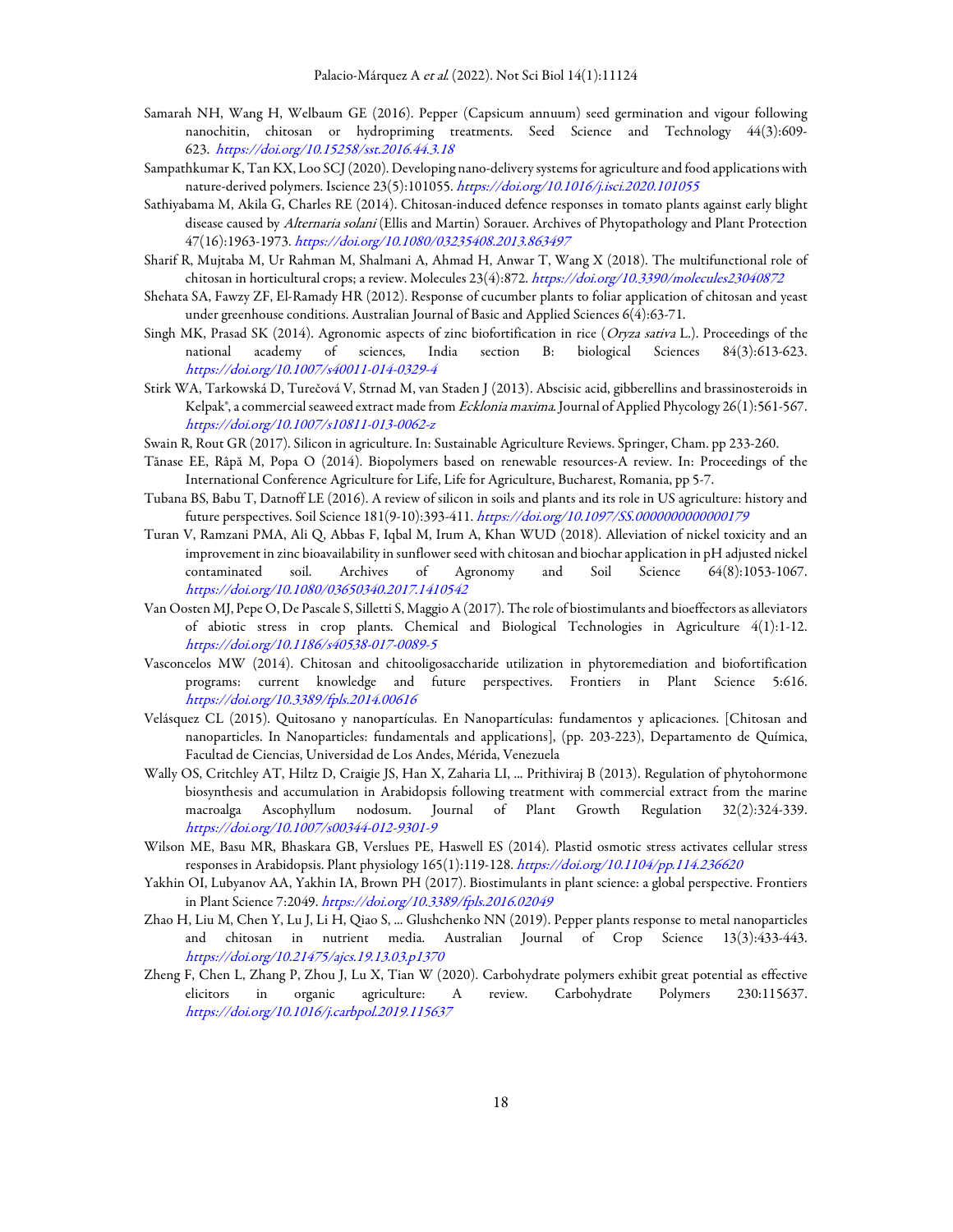Samarah NH, Wang H, Welbaum GE (2016). Pepper (Capsicum annuum) seed germination and vigour following nanochitin, chitosan or hydropriming treatments. Seed Science and Technology 44(3):609-623. https://doi.org/10.15258/sst.2016.44.3.18

Sampathkumar K, Tan KX, Loo SCJ (2020). Developing nano-delivery systems for agriculture and food applications with nature-derived polymers. Iscience 23(5):101055. https://doi.org/10.1016/j.isci.2020.101055

Sathiyabama M, Akila G, Charles RE (2014). Chitosan-induced defence responses in tomato plants against early blight disease caused by *Alternaria solani* (Ellis and Martin) Sorauer. Archives of Phytopathology and Plant Protection 47(16):1963-1973. https://doi.org/10.1080/03235408.2013.863497

Sharif R, Mujtaba M, Ur Rahman M, Shalmani A, Ahmad H, Anwar T, Wang X (2018). The multifunctional role of chitosan in horticultural crops; a review. Molecules 23(4):872. https://doi.org/10.3390/molecules23040872

Shehata SA, Fawzy ZF, El-Ramady HR (2012). Response of cucumber plants to foliar application of chitosan and yeast under greenhouse conditions. Australian Journal of Basic and Applied Sciences 6(4):63-71.

Singh MK, Prasad SK (2014). Agronomic aspects of zinc biofortification in rice (*Oryza sativa* L.). Proceedings of the national academy of sciences, India section B: biological Sciences 84(3):613-623. https://doi.org/10.1007/s40011-014-0329-4

Stirk WA, Tarkowská D, Turečová V, Strnad M, van Staden J (2013). Abscisic acid, gibberellins and brassinosteroids in Kelpak®, a commercial seaweed extract made from *Ecklonia maxima*. Journal of Applied Phycology 26(1):561-567. https://doi.org/10.1007/s10811-013-0062-z

Swain R, Rout GR (2017). Silicon in agriculture. In: Sustainable Agriculture Reviews. Springer, Cham. pp 233-260.

Tănase EE, Râpă M, Popa O (2014). Biopolymers based on renewable resources-A review. In: Proceedings of the International Conference Agriculture for Life, Life for Agriculture, Bucharest, Romania, pp 5-7.

Tubana BS, Babu T, Datnoff LE (2016). A review of silicon in soils and plants and its role in US agriculture: history and future perspectives. Soil Science 181(9-10):393-411. https://doi.org/10.1097/SS.0000000000000179

Turan V, Ramzani PMA, Ali Q, Abbas F, Iqbal M, Irum A, Khan WUD (2018). Alleviation of nickel toxicity and an improvement in zinc bioavailability in sunflower seed with chitosan and biochar application in pH adjusted nickel contaminated soil. Archives of Agronomy and Soil Science 64(8):1053-1067. https://doi.org/10.1080/03650340.2017.1410542

Van Oosten MJ, Pepe O, De Pascale S, Silletti S, Maggio A (2017). The role of biostimulants and bioeffectors as alleviators of abiotic stress in crop plants. Chemical and Biological Technologies in Agriculture 4(1):1-12. https://doi.org/10.1186/s40538-017-0089-5

Vasconcelos MW (2014). Chitosan and chitooligosaccharide utilization in phytoremediation and biofortification programs: current knowledge and future perspectives. Frontiers in Plant Science 5:616. https://doi.org/10.3389/fpls.2014.00616

Velásquez CL (2015). Quitosano y nanopartículas. En Nanopartículas: fundamentos y aplicaciones. [Chitosan and nanoparticles. In Nanoparticles: fundamentals and applications], (pp. 203-223), Departamento de Química, Facultad de Ciencias, Universidad de Los Andes, Mérida, Venezuela

Wally OS, Critchley AT, Hiltz D, Craigie JS, Han X, Zaharia LI, ... Prithiviraj B (2013). Regulation of phytohormone biosynthesis and accumulation in Arabidopsis following treatment with commercial extract from the marine macroalga Ascophyllum nodosum. Journal of Plant Growth Regulation 32(2):324-339. https://doi.org/10.1007/s00344-012-9301-9

Wilson ME, Basu MR, Bhaskara GB, Verslues PE, Haswell ES (2014). Plastid osmotic stress activates cellular stress responses in Arabidopsis. Plant physiology 165(1):119-128. https://doi.org/10.1104/pp.114.236620

Yakhin OI, Lubyanov AA, Yakhin IA, Brown PH (2017). Biostimulants in plant science: a global perspective. Frontiers in Plant Science 7:2049. https://doi.org/10.3389/fpls.2016.02049

Zhao H, Liu M, Chen Y, Lu J, Li H, Qiao S, ... Glushchenko NN (2019). Pepper plants response to metal nanoparticles and chitosan in nutrient media. Australian Journal of Crop Science 13(3):433-443. https://doi.org/10.21475/ajcs.19.13.03.p1370

Zheng F, Chen L, Zhang P, Zhou J, Lu X, Tian W (2020). Carbohydrate polymers exhibit great potential as effective elicitors in organic agriculture: A review. Carbohydrate Polymers 230:115637. https://doi.org/10.1016/j.carbpol.2019.115637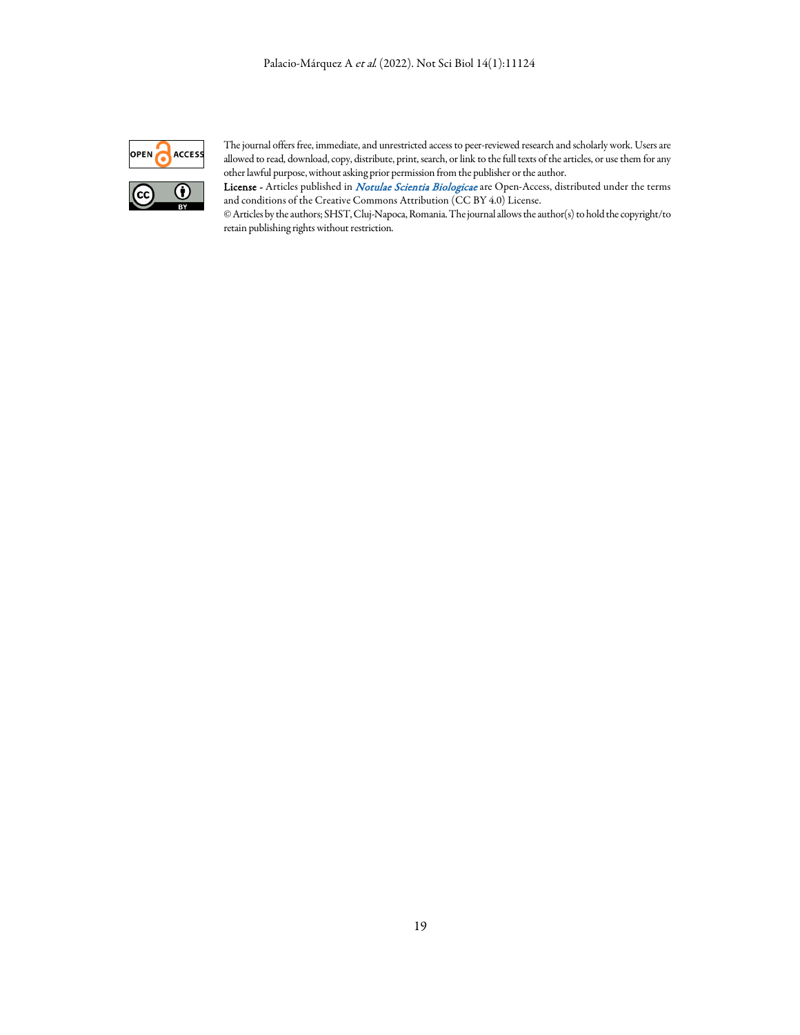The journal offers free, immediate, and unrestricted access to peer-reviewed research and scholarly work. Users are allowed to read, download, copy, distribute, print, search, or link to the full texts of the articles, or use them for any other lawful purpose, without asking prior permission from the publisher or the author.

**License** - Articles published in ***Notulae Scientia Biologicae*** are Open-Access, distributed under the terms and conditions of the Creative Commons Attribution (CC BY 4.0) License.

© Articles by the authors; SHST, Cluj-Napoca, Romania. The journal allows the author(s) to hold the copyright/to retain publishing rights without restriction.